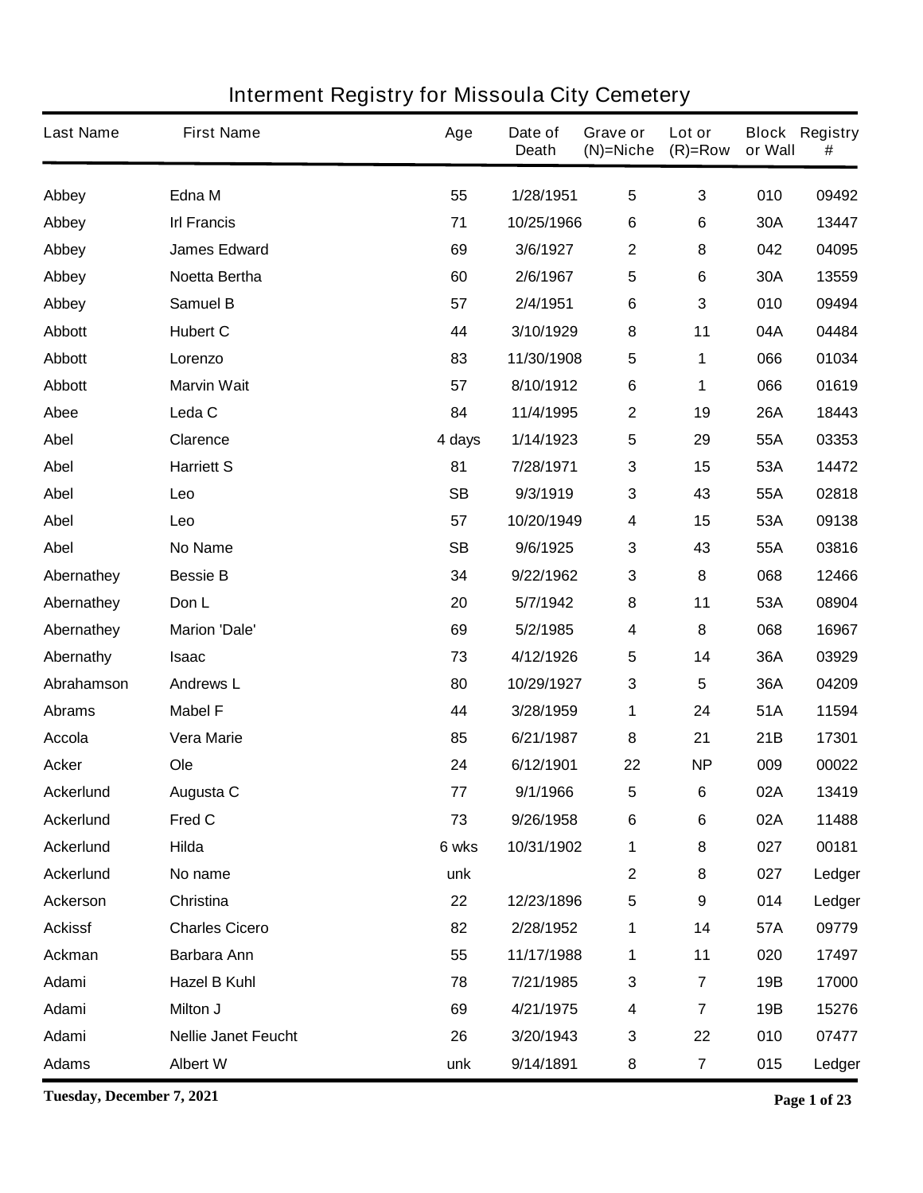# Interment Registry for Missoula City Cemetery

| Last Name | First Name | Age | Date of Death | Grave or (N)=Niche | Lot or (R)=Row | Block or Wall | Registry # |
|---|---|---|---|---|---|---|---|
| Abbey | Edna M | 55 | 1/28/1951 | 5 | 3 | 010 | 09492 |
| Abbey | Irl Francis | 71 | 10/25/1966 | 6 | 6 | 30A | 13447 |
| Abbey | James Edward | 69 | 3/6/1927 | 2 | 8 | 042 | 04095 |
| Abbey | Noetta Bertha | 60 | 2/6/1967 | 5 | 6 | 30A | 13559 |
| Abbey | Samuel B | 57 | 2/4/1951 | 6 | 3 | 010 | 09494 |
| Abbott | Hubert C | 44 | 3/10/1929 | 8 | 11 | 04A | 04484 |
| Abbott | Lorenzo | 83 | 11/30/1908 | 5 | 1 | 066 | 01034 |
| Abbott | Marvin Wait | 57 | 8/10/1912 | 6 | 1 | 066 | 01619 |
| Abee | Leda C | 84 | 11/4/1995 | 2 | 19 | 26A | 18443 |
| Abel | Clarence | 4 days | 1/14/1923 | 5 | 29 | 55A | 03353 |
| Abel | Harriett S | 81 | 7/28/1971 | 3 | 15 | 53A | 14472 |
| Abel | Leo | SB | 9/3/1919 | 3 | 43 | 55A | 02818 |
| Abel | Leo | 57 | 10/20/1949 | 4 | 15 | 53A | 09138 |
| Abel | No Name | SB | 9/6/1925 | 3 | 43 | 55A | 03816 |
| Abernathey | Bessie B | 34 | 9/22/1962 | 3 | 8 | 068 | 12466 |
| Abernathey | Don L | 20 | 5/7/1942 | 8 | 11 | 53A | 08904 |
| Abernathey | Marion 'Dale' | 69 | 5/2/1985 | 4 | 8 | 068 | 16967 |
| Abernathy | Isaac | 73 | 4/12/1926 | 5 | 14 | 36A | 03929 |
| Abrahamson | Andrews L | 80 | 10/29/1927 | 3 | 5 | 36A | 04209 |
| Abrams | Mabel F | 44 | 3/28/1959 | 1 | 24 | 51A | 11594 |
| Accola | Vera Marie | 85 | 6/21/1987 | 8 | 21 | 21B | 17301 |
| Acker | Ole | 24 | 6/12/1901 | 22 | NP | 009 | 00022 |
| Ackerlund | Augusta C | 77 | 9/1/1966 | 5 | 6 | 02A | 13419 |
| Ackerlund | Fred C | 73 | 9/26/1958 | 6 | 6 | 02A | 11488 |
| Ackerlund | Hilda | 6 wks | 10/31/1902 | 1 | 8 | 027 | 00181 |
| Ackerlund | No name | unk | | 2 | 8 | 027 | Ledger |
| Ackerson | Christina | 22 | 12/23/1896 | 5 | 9 | 014 | Ledger |
| Ackissf | Charles Cicero | 82 | 2/28/1952 | 1 | 14 | 57A | 09779 |
| Ackman | Barbara Ann | 55 | 11/17/1988 | 1 | 11 | 020 | 17497 |
| Adami | Hazel B Kuhl | 78 | 7/21/1985 | 3 | 7 | 19B | 17000 |
| Adami | Milton J | 69 | 4/21/1975 | 4 | 7 | 19B | 15276 |
| Adami | Nellie Janet Feucht | 26 | 3/20/1943 | 3 | 22 | 010 | 07477 |
| Adams | Albert W | unk | 9/14/1891 | 8 | 7 | 015 | Ledger |

Tuesday, December 7, 2021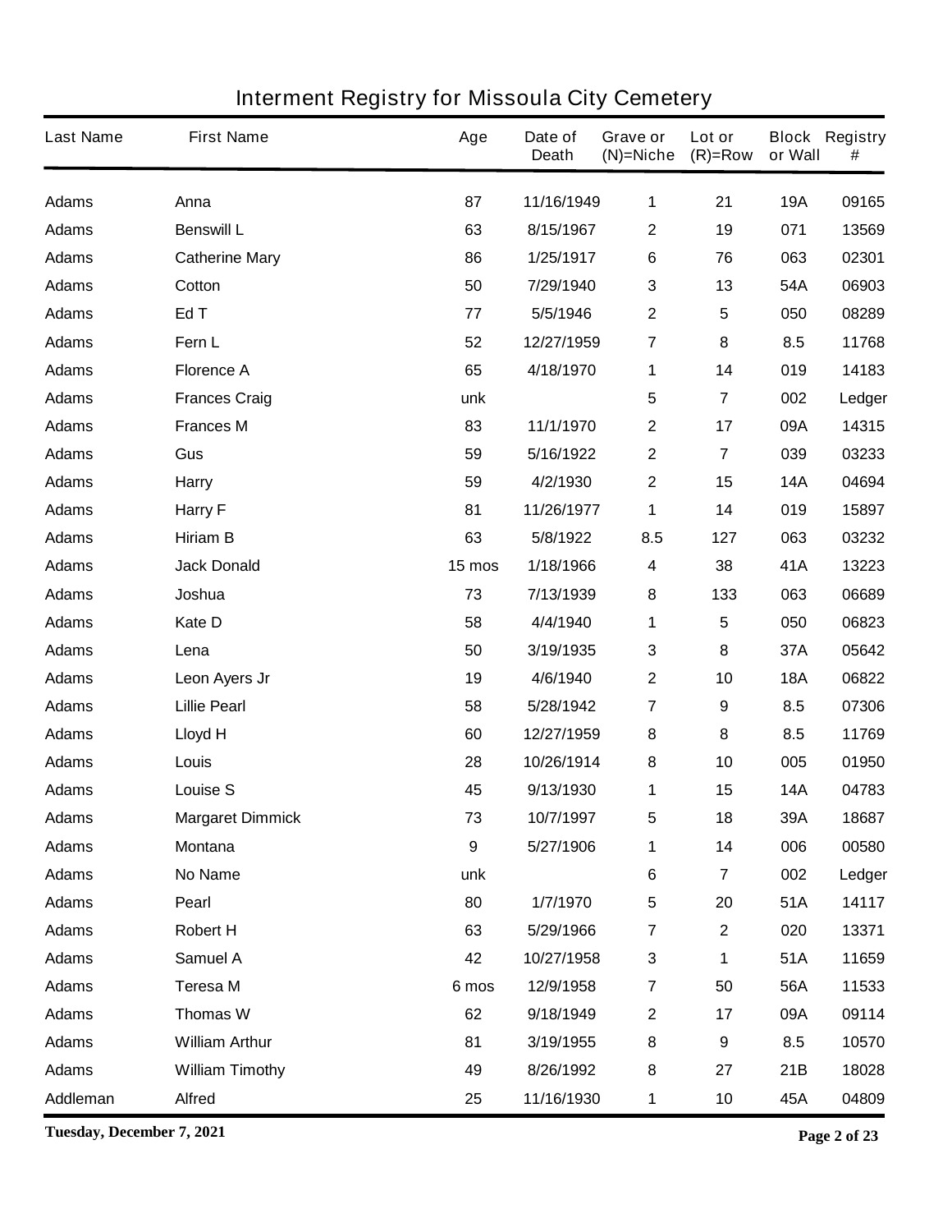# Interment Registry for Missoula City Cemetery

| Last Name | First Name | Age | Date of Death | Grave or (N)=Niche | Lot or (R)=Row | Block or Wall | Registry # |
|---|---|---|---|---|---|---|---|
| Adams | Anna | 87 | 11/16/1949 | 1 | 21 | 19A | 09165 |
| Adams | Benswill L | 63 | 8/15/1967 | 2 | 19 | 071 | 13569 |
| Adams | Catherine Mary | 86 | 1/25/1917 | 6 | 76 | 063 | 02301 |
| Adams | Cotton | 50 | 7/29/1940 | 3 | 13 | 54A | 06903 |
| Adams | Ed T | 77 | 5/5/1946 | 2 | 5 | 050 | 08289 |
| Adams | Fern L | 52 | 12/27/1959 | 7 | 8 | 8.5 | 11768 |
| Adams | Florence A | 65 | 4/18/1970 | 1 | 14 | 019 | 14183 |
| Adams | Frances Craig | unk | | 5 | 7 | 002 | Ledger |
| Adams | Frances M | 83 | 11/1/1970 | 2 | 17 | 09A | 14315 |
| Adams | Gus | 59 | 5/16/1922 | 2 | 7 | 039 | 03233 |
| Adams | Harry | 59 | 4/2/1930 | 2 | 15 | 14A | 04694 |
| Adams | Harry F | 81 | 11/26/1977 | 1 | 14 | 019 | 15897 |
| Adams | Hiriam B | 63 | 5/8/1922 | 8.5 | 127 | 063 | 03232 |
| Adams | Jack Donald | 15 mos | 1/18/1966 | 4 | 38 | 41A | 13223 |
| Adams | Joshua | 73 | 7/13/1939 | 8 | 133 | 063 | 06689 |
| Adams | Kate D | 58 | 4/4/1940 | 1 | 5 | 050 | 06823 |
| Adams | Lena | 50 | 3/19/1935 | 3 | 8 | 37A | 05642 |
| Adams | Leon Ayers Jr | 19 | 4/6/1940 | 2 | 10 | 18A | 06822 |
| Adams | Lillie Pearl | 58 | 5/28/1942 | 7 | 9 | 8.5 | 07306 |
| Adams | Lloyd H | 60 | 12/27/1959 | 8 | 8 | 8.5 | 11769 |
| Adams | Louis | 28 | 10/26/1914 | 8 | 10 | 005 | 01950 |
| Adams | Louise S | 45 | 9/13/1930 | 1 | 15 | 14A | 04783 |
| Adams | Margaret Dimmick | 73 | 10/7/1997 | 5 | 18 | 39A | 18687 |
| Adams | Montana | 9 | 5/27/1906 | 1 | 14 | 006 | 00580 |
| Adams | No Name | unk | | 6 | 7 | 002 | Ledger |
| Adams | Pearl | 80 | 1/7/1970 | 5 | 20 | 51A | 14117 |
| Adams | Robert H | 63 | 5/29/1966 | 7 | 2 | 020 | 13371 |
| Adams | Samuel A | 42 | 10/27/1958 | 3 | 1 | 51A | 11659 |
| Adams | Teresa M | 6 mos | 12/9/1958 | 7 | 50 | 56A | 11533 |
| Adams | Thomas W | 62 | 9/18/1949 | 2 | 17 | 09A | 09114 |
| Adams | William Arthur | 81 | 3/19/1955 | 8 | 9 | 8.5 | 10570 |
| Adams | William Timothy | 49 | 8/26/1992 | 8 | 27 | 21B | 18028 |
| Addleman | Alfred | 25 | 11/16/1930 | 1 | 10 | 45A | 04809 |

**Tuesday, December 7, 2021**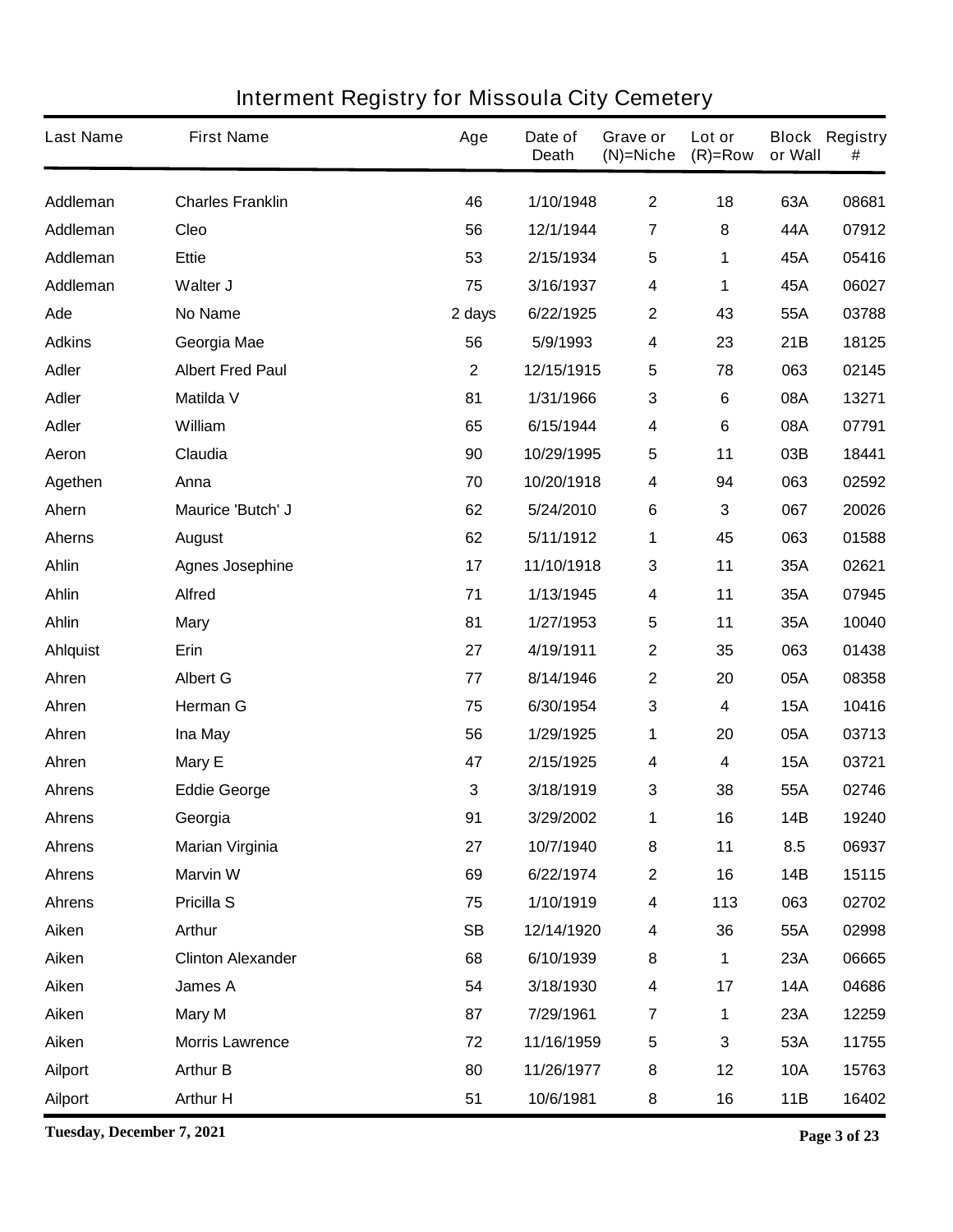# Interment Registry for Missoula City Cemetery

| Last Name | First Name | Age | Date of Death | Grave or (N)=Niche | Lot or (R)=Row | Block or Wall | Registry # |
|---|---|---|---|---|---|---|---|
| Addleman | Charles Franklin | 46 | 1/10/1948 | 2 | 18 | 63A | 08681 |
| Addleman | Cleo | 56 | 12/1/1944 | 7 | 8 | 44A | 07912 |
| Addleman | Ettie | 53 | 2/15/1934 | 5 | 1 | 45A | 05416 |
| Addleman | Walter J | 75 | 3/16/1937 | 4 | 1 | 45A | 06027 |
| Ade | No Name | 2 days | 6/22/1925 | 2 | 43 | 55A | 03788 |
| Adkins | Georgia Mae | 56 | 5/9/1993 | 4 | 23 | 21B | 18125 |
| Adler | Albert Fred Paul | 2 | 12/15/1915 | 5 | 78 | 063 | 02145 |
| Adler | Matilda V | 81 | 1/31/1966 | 3 | 6 | 08A | 13271 |
| Adler | William | 65 | 6/15/1944 | 4 | 6 | 08A | 07791 |
| Aeron | Claudia | 90 | 10/29/1995 | 5 | 11 | 03B | 18441 |
| Agethen | Anna | 70 | 10/20/1918 | 4 | 94 | 063 | 02592 |
| Ahern | Maurice 'Butch' J | 62 | 5/24/2010 | 6 | 3 | 067 | 20026 |
| Aherns | August | 62 | 5/11/1912 | 1 | 45 | 063 | 01588 |
| Ahlin | Agnes Josephine | 17 | 11/10/1918 | 3 | 11 | 35A | 02621 |
| Ahlin | Alfred | 71 | 1/13/1945 | 4 | 11 | 35A | 07945 |
| Ahlin | Mary | 81 | 1/27/1953 | 5 | 11 | 35A | 10040 |
| Ahlquist | Erin | 27 | 4/19/1911 | 2 | 35 | 063 | 01438 |
| Ahren | Albert G | 77 | 8/14/1946 | 2 | 20 | 05A | 08358 |
| Ahren | Herman G | 75 | 6/30/1954 | 3 | 4 | 15A | 10416 |
| Ahren | Ina May | 56 | 1/29/1925 | 1 | 20 | 05A | 03713 |
| Ahren | Mary E | 47 | 2/15/1925 | 4 | 4 | 15A | 03721 |
| Ahrens | Eddie George | 3 | 3/18/1919 | 3 | 38 | 55A | 02746 |
| Ahrens | Georgia | 91 | 3/29/2002 | 1 | 16 | 14B | 19240 |
| Ahrens | Marian Virginia | 27 | 10/7/1940 | 8 | 11 | 8.5 | 06937 |
| Ahrens | Marvin W | 69 | 6/22/1974 | 2 | 16 | 14B | 15115 |
| Ahrens | Pricilla S | 75 | 1/10/1919 | 4 | 113 | 063 | 02702 |
| Aiken | Arthur | SB | 12/14/1920 | 4 | 36 | 55A | 02998 |
| Aiken | Clinton Alexander | 68 | 6/10/1939 | 8 | 1 | 23A | 06665 |
| Aiken | James A | 54 | 3/18/1930 | 4 | 17 | 14A | 04686 |
| Aiken | Mary M | 87 | 7/29/1961 | 7 | 1 | 23A | 12259 |
| Aiken | Morris Lawrence | 72 | 11/16/1959 | 5 | 3 | 53A | 11755 |
| Ailport | Arthur B | 80 | 11/26/1977 | 8 | 12 | 10A | 15763 |
| Ailport | Arthur H | 51 | 10/6/1981 | 8 | 16 | 11B | 16402 |

**Tuesday, December 7, 2021**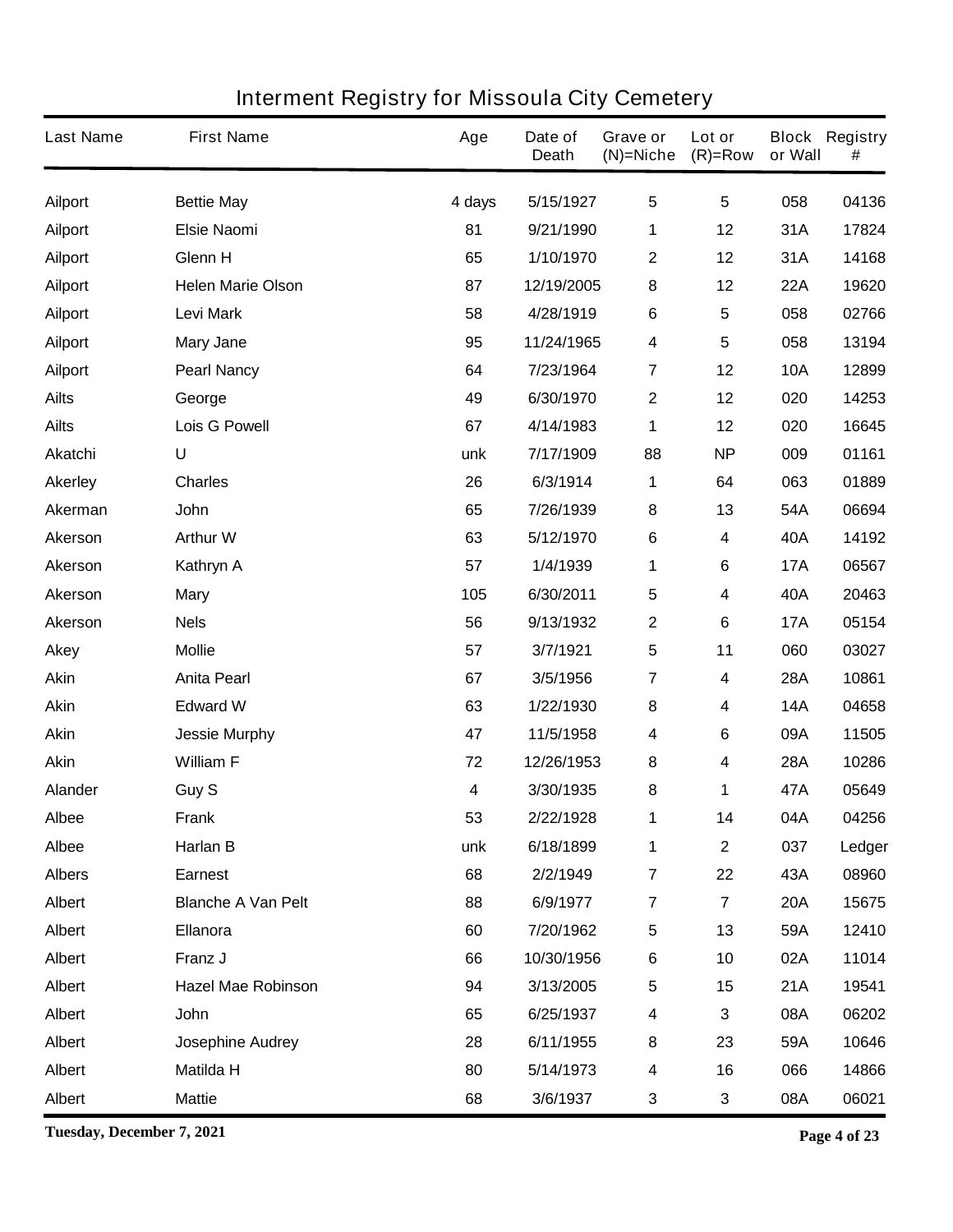# Interment Registry for Missoula City Cemetery

| Last Name | First Name | Age | Date of Death | Grave or (N)=Niche | Lot or (R)=Row | Block or Wall | Registry # |
|---|---|---|---|---|---|---|---|
| Ailport | Bettie May | 4 days | 5/15/1927 | 5 | 5 | 058 | 04136 |
| Ailport | Elsie Naomi | 81 | 9/21/1990 | 1 | 12 | 31A | 17824 |
| Ailport | Glenn H | 65 | 1/10/1970 | 2 | 12 | 31A | 14168 |
| Ailport | Helen Marie Olson | 87 | 12/19/2005 | 8 | 12 | 22A | 19620 |
| Ailport | Levi Mark | 58 | 4/28/1919 | 6 | 5 | 058 | 02766 |
| Ailport | Mary Jane | 95 | 11/24/1965 | 4 | 5 | 058 | 13194 |
| Ailport | Pearl Nancy | 64 | 7/23/1964 | 7 | 12 | 10A | 12899 |
| Ailts | George | 49 | 6/30/1970 | 2 | 12 | 020 | 14253 |
| Ailts | Lois G Powell | 67 | 4/14/1983 | 1 | 12 | 020 | 16645 |
| Akatchi | U | unk | 7/17/1909 | 88 | NP | 009 | 01161 |
| Akerley | Charles | 26 | 6/3/1914 | 1 | 64 | 063 | 01889 |
| Akerman | John | 65 | 7/26/1939 | 8 | 13 | 54A | 06694 |
| Akerson | Arthur W | 63 | 5/12/1970 | 6 | 4 | 40A | 14192 |
| Akerson | Kathryn A | 57 | 1/4/1939 | 1 | 6 | 17A | 06567 |
| Akerson | Mary | 105 | 6/30/2011 | 5 | 4 | 40A | 20463 |
| Akerson | Nels | 56 | 9/13/1932 | 2 | 6 | 17A | 05154 |
| Akey | Mollie | 57 | 3/7/1921 | 5 | 11 | 060 | 03027 |
| Akin | Anita Pearl | 67 | 3/5/1956 | 7 | 4 | 28A | 10861 |
| Akin | Edward W | 63 | 1/22/1930 | 8 | 4 | 14A | 04658 |
| Akin | Jessie Murphy | 47 | 11/5/1958 | 4 | 6 | 09A | 11505 |
| Akin | William F | 72 | 12/26/1953 | 8 | 4 | 28A | 10286 |
| Alander | Guy S | 4 | 3/30/1935 | 8 | 1 | 47A | 05649 |
| Albee | Frank | 53 | 2/22/1928 | 1 | 14 | 04A | 04256 |
| Albee | Harlan B | unk | 6/18/1899 | 1 | 2 | 037 | Ledger |
| Albers | Earnest | 68 | 2/2/1949 | 7 | 22 | 43A | 08960 |
| Albert | Blanche A Van Pelt | 88 | 6/9/1977 | 7 | 7 | 20A | 15675 |
| Albert | Ellanora | 60 | 7/20/1962 | 5 | 13 | 59A | 12410 |
| Albert | Franz J | 66 | 10/30/1956 | 6 | 10 | 02A | 11014 |
| Albert | Hazel Mae Robinson | 94 | 3/13/2005 | 5 | 15 | 21A | 19541 |
| Albert | John | 65 | 6/25/1937 | 4 | 3 | 08A | 06202 |
| Albert | Josephine Audrey | 28 | 6/11/1955 | 8 | 23 | 59A | 10646 |
| Albert | Matilda H | 80 | 5/14/1973 | 4 | 16 | 066 | 14866 |
| Albert | Mattie | 68 | 3/6/1937 | 3 | 3 | 08A | 06021 |

Tuesday, December 7, 2021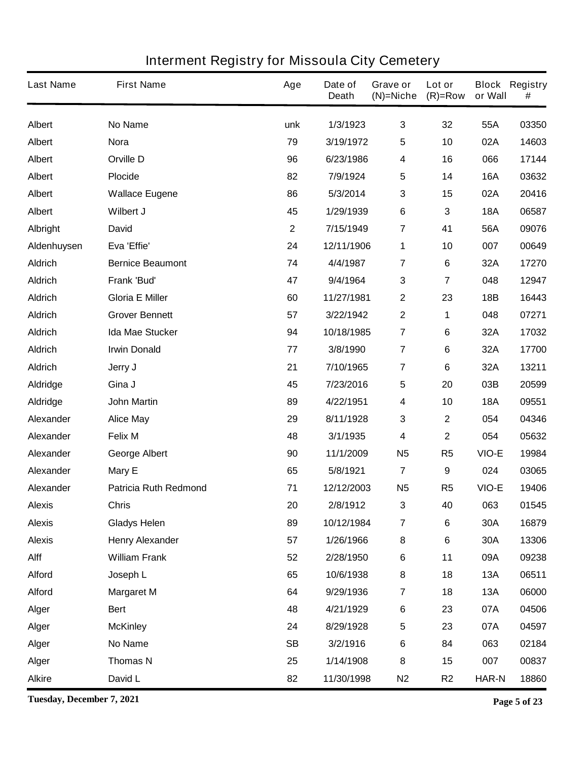# Interment Registry for Missoula City Cemetery

| Last Name | First Name | Age | Date of Death | Grave or (N)=Niche | Lot or (R)=Row | Block or Wall | Registry # |
|---|---|---|---|---|---|---|---|
| Albert | No Name | unk | 1/3/1923 | 3 | 32 | 55A | 03350 |
| Albert | Nora | 79 | 3/19/1972 | 5 | 10 | 02A | 14603 |
| Albert | Orville D | 96 | 6/23/1986 | 4 | 16 | 066 | 17144 |
| Albert | Plocide | 82 | 7/9/1924 | 5 | 14 | 16A | 03632 |
| Albert | Wallace Eugene | 86 | 5/3/2014 | 3 | 15 | 02A | 20416 |
| Albert | Wilbert J | 45 | 1/29/1939 | 6 | 3 | 18A | 06587 |
| Albright | David | 2 | 7/15/1949 | 7 | 41 | 56A | 09076 |
| Aldenhuysen | Eva 'Effie' | 24 | 12/11/1906 | 1 | 10 | 007 | 00649 |
| Aldrich | Bernice Beaumont | 74 | 4/4/1987 | 7 | 6 | 32A | 17270 |
| Aldrich | Frank 'Bud' | 47 | 9/4/1964 | 3 | 7 | 048 | 12947 |
| Aldrich | Gloria E Miller | 60 | 11/27/1981 | 2 | 23 | 18B | 16443 |
| Aldrich | Grover Bennett | 57 | 3/22/1942 | 2 | 1 | 048 | 07271 |
| Aldrich | Ida Mae Stucker | 94 | 10/18/1985 | 7 | 6 | 32A | 17032 |
| Aldrich | Irwin Donald | 77 | 3/8/1990 | 7 | 6 | 32A | 17700 |
| Aldrich | Jerry J | 21 | 7/10/1965 | 7 | 6 | 32A | 13211 |
| Aldridge | Gina J | 45 | 7/23/2016 | 5 | 20 | 03B | 20599 |
| Aldridge | John Martin | 89 | 4/22/1951 | 4 | 10 | 18A | 09551 |
| Alexander | Alice May | 29 | 8/11/1928 | 3 | 2 | 054 | 04346 |
| Alexander | Felix M | 48 | 3/1/1935 | 4 | 2 | 054 | 05632 |
| Alexander | George Albert | 90 | 11/1/2009 | N5 | R5 | VIO-E | 19984 |
| Alexander | Mary E | 65 | 5/8/1921 | 7 | 9 | 024 | 03065 |
| Alexander | Patricia Ruth Redmond | 71 | 12/12/2003 | N5 | R5 | VIO-E | 19406 |
| Alexis | Chris | 20 | 2/8/1912 | 3 | 40 | 063 | 01545 |
| Alexis | Gladys Helen | 89 | 10/12/1984 | 7 | 6 | 30A | 16879 |
| Alexis | Henry Alexander | 57 | 1/26/1966 | 8 | 6 | 30A | 13306 |
| Alff | William Frank | 52 | 2/28/1950 | 6 | 11 | 09A | 09238 |
| Alford | Joseph L | 65 | 10/6/1938 | 8 | 18 | 13A | 06511 |
| Alford | Margaret M | 64 | 9/29/1936 | 7 | 18 | 13A | 06000 |
| Alger | Bert | 48 | 4/21/1929 | 6 | 23 | 07A | 04506 |
| Alger | McKinley | 24 | 8/29/1928 | 5 | 23 | 07A | 04597 |
| Alger | No Name | SB | 3/2/1916 | 6 | 84 | 063 | 02184 |
| Alger | Thomas N | 25 | 1/14/1908 | 8 | 15 | 007 | 00837 |
| Alkire | David L | 82 | 11/30/1998 | N2 | R2 | HAR-N | 18860 |

Tuesday, December 7, 2021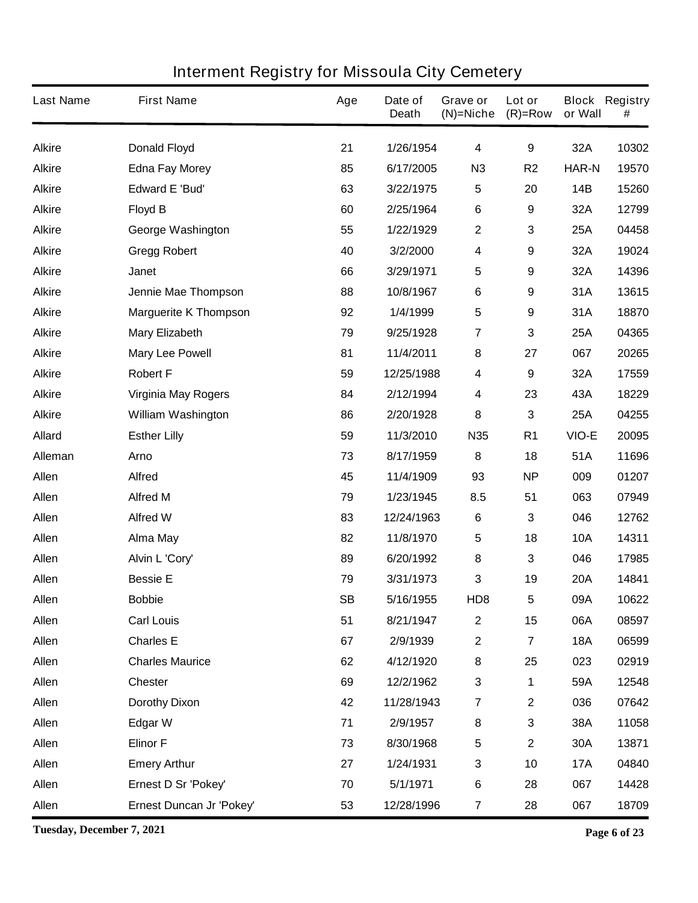# Interment Registry for Missoula City Cemetery

| Last Name | First Name | Age | Date of Death | Grave or (N)=Niche | Lot or (R)=Row | Block or Wall | Registry # |
|---|---|---|---|---|---|---|---|
| Alkire | Donald Floyd | 21 | 1/26/1954 | 4 | 9 | 32A | 10302 |
| Alkire | Edna Fay Morey | 85 | 6/17/2005 | N3 | R2 | HAR-N | 19570 |
| Alkire | Edward E 'Bud' | 63 | 3/22/1975 | 5 | 20 | 14B | 15260 |
| Alkire | Floyd B | 60 | 2/25/1964 | 6 | 9 | 32A | 12799 |
| Alkire | George Washington | 55 | 1/22/1929 | 2 | 3 | 25A | 04458 |
| Alkire | Gregg Robert | 40 | 3/2/2000 | 4 | 9 | 32A | 19024 |
| Alkire | Janet | 66 | 3/29/1971 | 5 | 9 | 32A | 14396 |
| Alkire | Jennie Mae Thompson | 88 | 10/8/1967 | 6 | 9 | 31A | 13615 |
| Alkire | Marguerite K Thompson | 92 | 1/4/1999 | 5 | 9 | 31A | 18870 |
| Alkire | Mary Elizabeth | 79 | 9/25/1928 | 7 | 3 | 25A | 04365 |
| Alkire | Mary Lee Powell | 81 | 11/4/2011 | 8 | 27 | 067 | 20265 |
| Alkire | Robert F | 59 | 12/25/1988 | 4 | 9 | 32A | 17559 |
| Alkire | Virginia May Rogers | 84 | 2/12/1994 | 4 | 23 | 43A | 18229 |
| Alkire | William Washington | 86 | 2/20/1928 | 8 | 3 | 25A | 04255 |
| Allard | Esther Lilly | 59 | 11/3/2010 | N35 | R1 | VIO-E | 20095 |
| Alleman | Arno | 73 | 8/17/1959 | 8 | 18 | 51A | 11696 |
| Allen | Alfred | 45 | 11/4/1909 | 93 | NP | 009 | 01207 |
| Allen | Alfred M | 79 | 1/23/1945 | 8.5 | 51 | 063 | 07949 |
| Allen | Alfred W | 83 | 12/24/1963 | 6 | 3 | 046 | 12762 |
| Allen | Alma May | 82 | 11/8/1970 | 5 | 18 | 10A | 14311 |
| Allen | Alvin L 'Cory' | 89 | 6/20/1992 | 8 | 3 | 046 | 17985 |
| Allen | Bessie E | 79 | 3/31/1973 | 3 | 19 | 20A | 14841 |
| Allen | Bobbie | SB | 5/16/1955 | HD8 | 5 | 09A | 10622 |
| Allen | Carl Louis | 51 | 8/21/1947 | 2 | 15 | 06A | 08597 |
| Allen | Charles E | 67 | 2/9/1939 | 2 | 7 | 18A | 06599 |
| Allen | Charles Maurice | 62 | 4/12/1920 | 8 | 25 | 023 | 02919 |
| Allen | Chester | 69 | 12/2/1962 | 3 | 1 | 59A | 12548 |
| Allen | Dorothy Dixon | 42 | 11/28/1943 | 7 | 2 | 036 | 07642 |
| Allen | Edgar W | 71 | 2/9/1957 | 8 | 3 | 38A | 11058 |
| Allen | Elinor F | 73 | 8/30/1968 | 5 | 2 | 30A | 13871 |
| Allen | Emery Arthur | 27 | 1/24/1931 | 3 | 10 | 17A | 04840 |
| Allen | Ernest D Sr 'Pokey' | 70 | 5/1/1971 | 6 | 28 | 067 | 14428 |
| Allen | Ernest Duncan Jr 'Pokey' | 53 | 12/28/1996 | 7 | 28 | 067 | 18709 |

Tuesday, December 7, 2021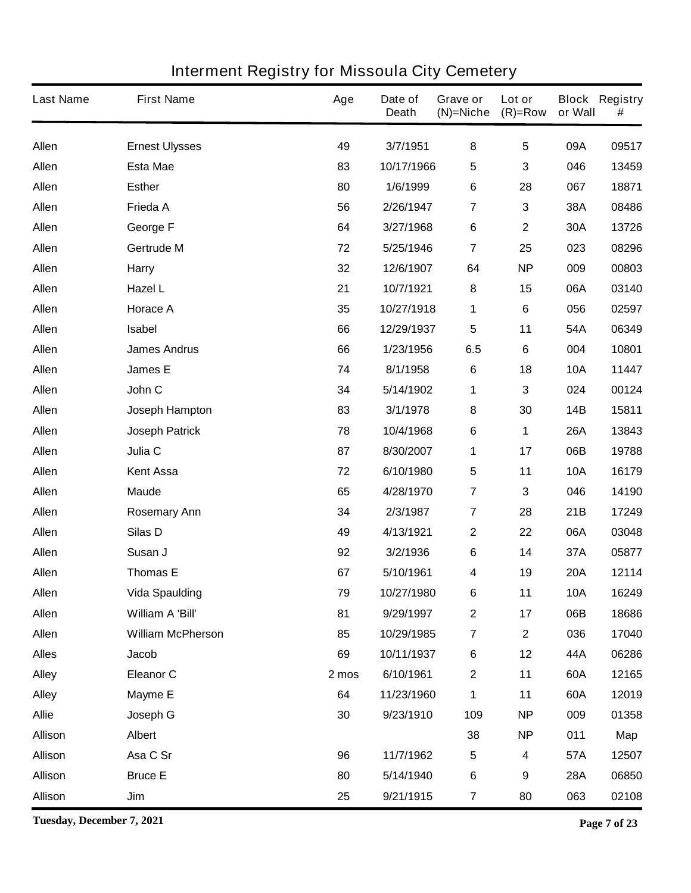# Interment Registry for Missoula City Cemetery

| Last Name | First Name | Age | Date of Death | Grave or (N)=Niche | Lot or (R)=Row | Block or Wall | Registry # |
|---|---|---|---|---|---|---|---|
| Allen | Ernest Ulysses | 49 | 3/7/1951 | 8 | 5 | 09A | 09517 |
| Allen | Esta Mae | 83 | 10/17/1966 | 5 | 3 | 046 | 13459 |
| Allen | Esther | 80 | 1/6/1999 | 6 | 28 | 067 | 18871 |
| Allen | Frieda A | 56 | 2/26/1947 | 7 | 3 | 38A | 08486 |
| Allen | George F | 64 | 3/27/1968 | 6 | 2 | 30A | 13726 |
| Allen | Gertrude M | 72 | 5/25/1946 | 7 | 25 | 023 | 08296 |
| Allen | Harry | 32 | 12/6/1907 | 64 | NP | 009 | 00803 |
| Allen | Hazel L | 21 | 10/7/1921 | 8 | 15 | 06A | 03140 |
| Allen | Horace A | 35 | 10/27/1918 | 1 | 6 | 056 | 02597 |
| Allen | Isabel | 66 | 12/29/1937 | 5 | 11 | 54A | 06349 |
| Allen | James Andrus | 66 | 1/23/1956 | 6.5 | 6 | 004 | 10801 |
| Allen | James E | 74 | 8/1/1958 | 6 | 18 | 10A | 11447 |
| Allen | John C | 34 | 5/14/1902 | 1 | 3 | 024 | 00124 |
| Allen | Joseph Hampton | 83 | 3/1/1978 | 8 | 30 | 14B | 15811 |
| Allen | Joseph Patrick | 78 | 10/4/1968 | 6 | 1 | 26A | 13843 |
| Allen | Julia C | 87 | 8/30/2007 | 1 | 17 | 06B | 19788 |
| Allen | Kent Assa | 72 | 6/10/1980 | 5 | 11 | 10A | 16179 |
| Allen | Maude | 65 | 4/28/1970 | 7 | 3 | 046 | 14190 |
| Allen | Rosemary Ann | 34 | 2/3/1987 | 7 | 28 | 21B | 17249 |
| Allen | Silas D | 49 | 4/13/1921 | 2 | 22 | 06A | 03048 |
| Allen | Susan J | 92 | 3/2/1936 | 6 | 14 | 37A | 05877 |
| Allen | Thomas E | 67 | 5/10/1961 | 4 | 19 | 20A | 12114 |
| Allen | Vida Spaulding | 79 | 10/27/1980 | 6 | 11 | 10A | 16249 |
| Allen | William A 'Bill' | 81 | 9/29/1997 | 2 | 17 | 06B | 18686 |
| Allen | William McPherson | 85 | 10/29/1985 | 7 | 2 | 036 | 17040 |
| Alles | Jacob | 69 | 10/11/1937 | 6 | 12 | 44A | 06286 |
| Alley | Eleanor C | 2 mos | 6/10/1961 | 2 | 11 | 60A | 12165 |
| Alley | Mayme E | 64 | 11/23/1960 | 1 | 11 | 60A | 12019 |
| Allie | Joseph G | 30 | 9/23/1910 | 109 | NP | 009 | 01358 |
| Allison | Albert | | | 38 | NP | 011 | Map |
| Allison | Asa C Sr | 96 | 11/7/1962 | 5 | 4 | 57A | 12507 |
| Allison | Bruce E | 80 | 5/14/1940 | 6 | 9 | 28A | 06850 |
| Allison | Jim | 25 | 9/21/1915 | 7 | 80 | 063 | 02108 |

Tuesday, December 7, 2021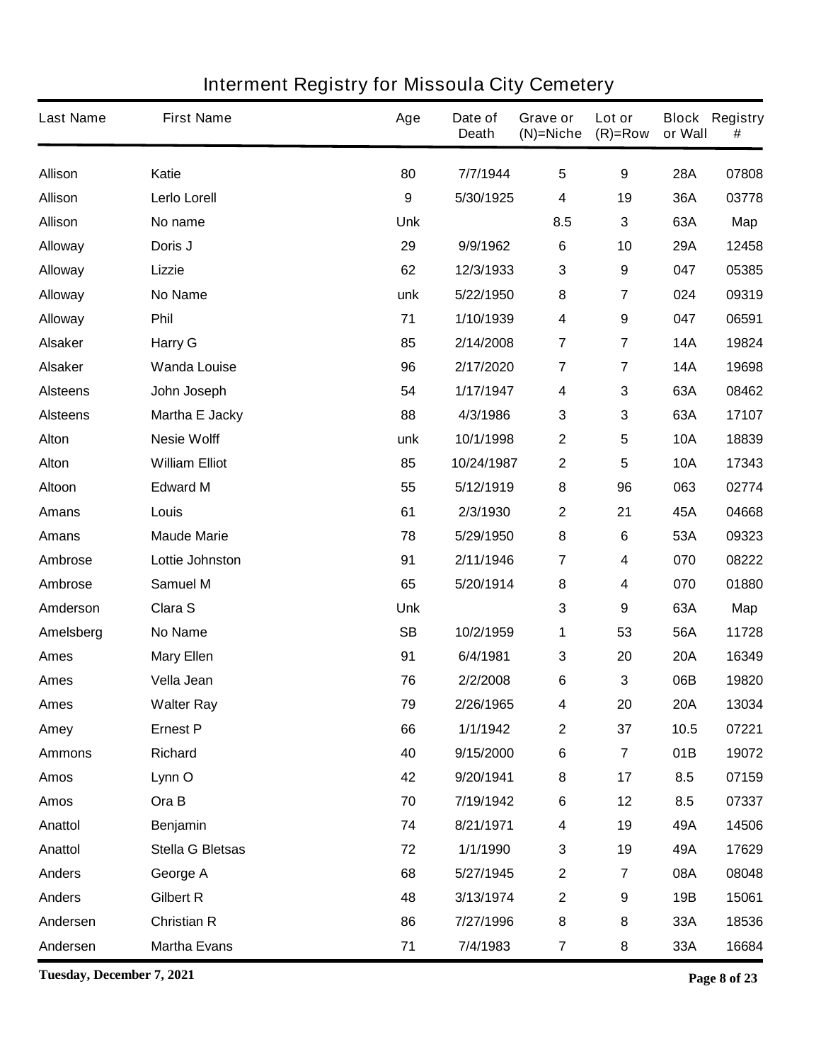# Interment Registry for Missoula City Cemetery

| Last Name | First Name | Age | Date of Death | Grave or (N)=Niche | Lot or (R)=Row | Block or Wall | Registry # |
|---|---|---|---|---|---|---|---|
| Allison | Katie | 80 | 7/7/1944 | 5 | 9 | 28A | 07808 |
| Allison | Lerlo Lorell | 9 | 5/30/1925 | 4 | 19 | 36A | 03778 |
| Allison | No name | Unk | | 8.5 | 3 | 63A | Map |
| Alloway | Doris J | 29 | 9/9/1962 | 6 | 10 | 29A | 12458 |
| Alloway | Lizzie | 62 | 12/3/1933 | 3 | 9 | 047 | 05385 |
| Alloway | No Name | unk | 5/22/1950 | 8 | 7 | 024 | 09319 |
| Alloway | Phil | 71 | 1/10/1939 | 4 | 9 | 047 | 06591 |
| Alsaker | Harry G | 85 | 2/14/2008 | 7 | 7 | 14A | 19824 |
| Alsaker | Wanda Louise | 96 | 2/17/2020 | 7 | 7 | 14A | 19698 |
| Alsteens | John Joseph | 54 | 1/17/1947 | 4 | 3 | 63A | 08462 |
| Alsteens | Martha E Jacky | 88 | 4/3/1986 | 3 | 3 | 63A | 17107 |
| Alton | Nesie Wolff | unk | 10/1/1998 | 2 | 5 | 10A | 18839 |
| Alton | William Elliot | 85 | 10/24/1987 | 2 | 5 | 10A | 17343 |
| Altoon | Edward M | 55 | 5/12/1919 | 8 | 96 | 063 | 02774 |
| Amans | Louis | 61 | 2/3/1930 | 2 | 21 | 45A | 04668 |
| Amans | Maude Marie | 78 | 5/29/1950 | 8 | 6 | 53A | 09323 |
| Ambrose | Lottie Johnston | 91 | 2/11/1946 | 7 | 4 | 070 | 08222 |
| Ambrose | Samuel M | 65 | 5/20/1914 | 8 | 4 | 070 | 01880 |
| Amderson | Clara S | Unk | | 3 | 9 | 63A | Map |
| Amelsberg | No Name | SB | 10/2/1959 | 1 | 53 | 56A | 11728 |
| Ames | Mary Ellen | 91 | 6/4/1981 | 3 | 20 | 20A | 16349 |
| Ames | Vella Jean | 76 | 2/2/2008 | 6 | 3 | 06B | 19820 |
| Ames | Walter Ray | 79 | 2/26/1965 | 4 | 20 | 20A | 13034 |
| Amey | Ernest P | 66 | 1/1/1942 | 2 | 37 | 10.5 | 07221 |
| Ammons | Richard | 40 | 9/15/2000 | 6 | 7 | 01B | 19072 |
| Amos | Lynn O | 42 | 9/20/1941 | 8 | 17 | 8.5 | 07159 |
| Amos | Ora B | 70 | 7/19/1942 | 6 | 12 | 8.5 | 07337 |
| Anattol | Benjamin | 74 | 8/21/1971 | 4 | 19 | 49A | 14506 |
| Anattol | Stella G Bletsas | 72 | 1/1/1990 | 3 | 19 | 49A | 17629 |
| Anders | George A | 68 | 5/27/1945 | 2 | 7 | 08A | 08048 |
| Anders | Gilbert R | 48 | 3/13/1974 | 2 | 9 | 19B | 15061 |
| Andersen | Christian R | 86 | 7/27/1996 | 8 | 8 | 33A | 18536 |
| Andersen | Martha Evans | 71 | 7/4/1983 | 7 | 8 | 33A | 16684 |

Tuesday, December 7, 2021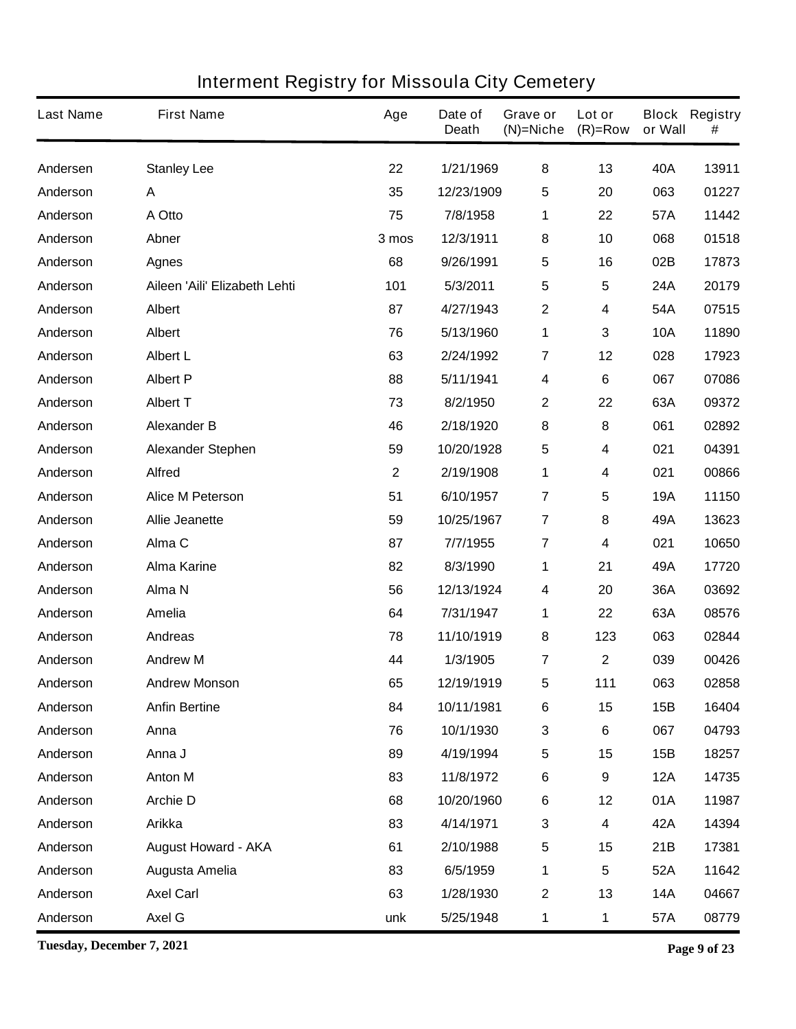# Interment Registry for Missoula City Cemetery

| Last Name | First Name | Age | Date of Death | Grave or (N)=Niche | Lot or (R)=Row | Block or Wall | Registry # |
|---|---|---|---|---|---|---|---|
| Andersen | Stanley Lee | 22 | 1/21/1969 | 8 | 13 | 40A | 13911 |
| Anderson | A | 35 | 12/23/1909 | 5 | 20 | 063 | 01227 |
| Anderson | A Otto | 75 | 7/8/1958 | 1 | 22 | 57A | 11442 |
| Anderson | Abner | 3 mos | 12/3/1911 | 8 | 10 | 068 | 01518 |
| Anderson | Agnes | 68 | 9/26/1991 | 5 | 16 | 02B | 17873 |
| Anderson | Aileen 'Aili' Elizabeth Lehti | 101 | 5/3/2011 | 5 | 5 | 24A | 20179 |
| Anderson | Albert | 87 | 4/27/1943 | 2 | 4 | 54A | 07515 |
| Anderson | Albert | 76 | 5/13/1960 | 1 | 3 | 10A | 11890 |
| Anderson | Albert L | 63 | 2/24/1992 | 7 | 12 | 028 | 17923 |
| Anderson | Albert P | 88 | 5/11/1941 | 4 | 6 | 067 | 07086 |
| Anderson | Albert T | 73 | 8/2/1950 | 2 | 22 | 63A | 09372 |
| Anderson | Alexander B | 46 | 2/18/1920 | 8 | 8 | 061 | 02892 |
| Anderson | Alexander Stephen | 59 | 10/20/1928 | 5 | 4 | 021 | 04391 |
| Anderson | Alfred | 2 | 2/19/1908 | 1 | 4 | 021 | 00866 |
| Anderson | Alice M Peterson | 51 | 6/10/1957 | 7 | 5 | 19A | 11150 |
| Anderson | Allie Jeanette | 59 | 10/25/1967 | 7 | 8 | 49A | 13623 |
| Anderson | Alma C | 87 | 7/7/1955 | 7 | 4 | 021 | 10650 |
| Anderson | Alma Karine | 82 | 8/3/1990 | 1 | 21 | 49A | 17720 |
| Anderson | Alma N | 56 | 12/13/1924 | 4 | 20 | 36A | 03692 |
| Anderson | Amelia | 64 | 7/31/1947 | 1 | 22 | 63A | 08576 |
| Anderson | Andreas | 78 | 11/10/1919 | 8 | 123 | 063 | 02844 |
| Anderson | Andrew M | 44 | 1/3/1905 | 7 | 2 | 039 | 00426 |
| Anderson | Andrew Monson | 65 | 12/19/1919 | 5 | 111 | 063 | 02858 |
| Anderson | Anfin Bertine | 84 | 10/11/1981 | 6 | 15 | 15B | 16404 |
| Anderson | Anna | 76 | 10/1/1930 | 3 | 6 | 067 | 04793 |
| Anderson | Anna J | 89 | 4/19/1994 | 5 | 15 | 15B | 18257 |
| Anderson | Anton M | 83 | 11/8/1972 | 6 | 9 | 12A | 14735 |
| Anderson | Archie D | 68 | 10/20/1960 | 6 | 12 | 01A | 11987 |
| Anderson | Arikka | 83 | 4/14/1971 | 3 | 4 | 42A | 14394 |
| Anderson | August Howard - AKA | 61 | 2/10/1988 | 5 | 15 | 21B | 17381 |
| Anderson | Augusta Amelia | 83 | 6/5/1959 | 1 | 5 | 52A | 11642 |
| Anderson | Axel Carl | 63 | 1/28/1930 | 2 | 13 | 14A | 04667 |
| Anderson | Axel G | unk | 5/25/1948 | 1 | 1 | 57A | 08779 |

Tuesday, December 7, 2021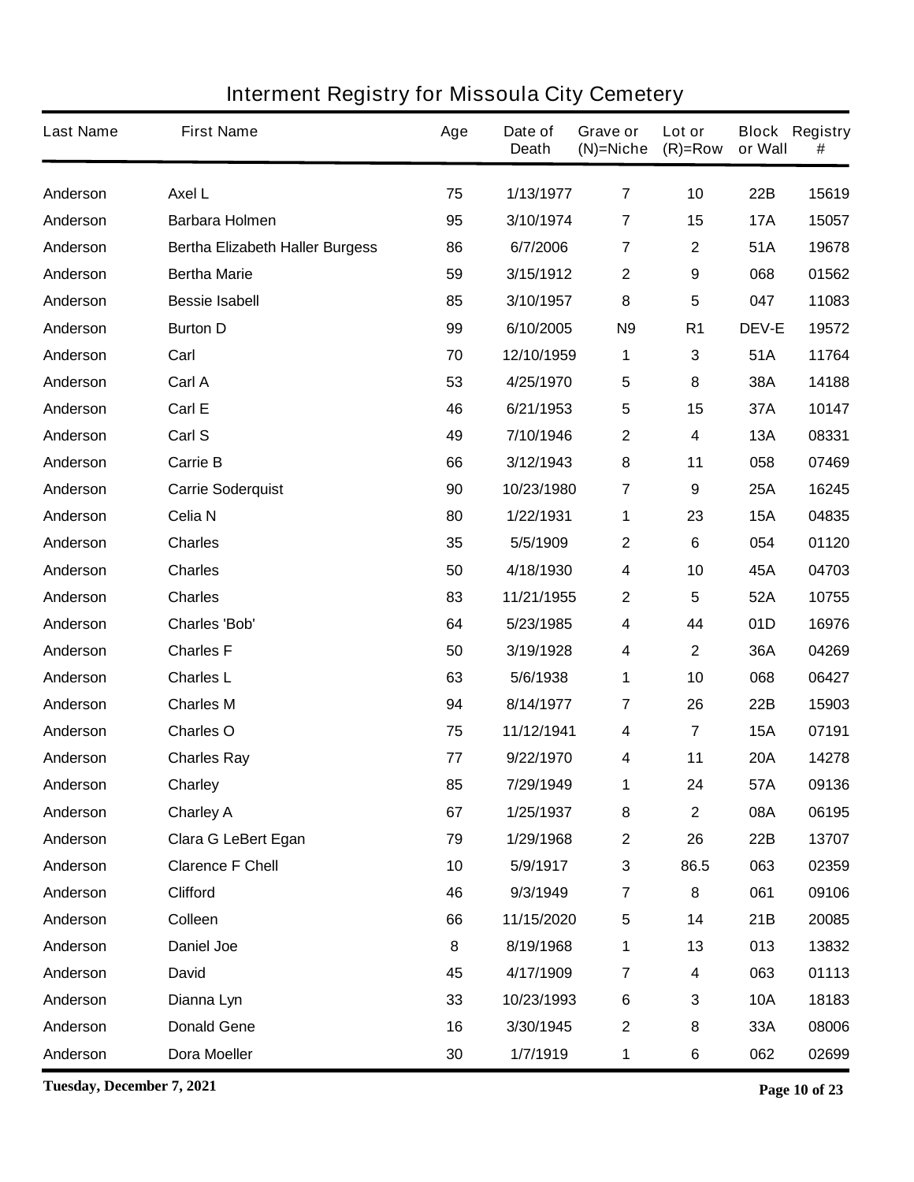# Interment Registry for Missoula City Cemetery

| Last Name | First Name | Age | Date of Death | Grave or (N)=Niche | Lot or (R)=Row | Block or Wall | Registry # |
|---|---|---|---|---|---|---|---|
| Anderson | Axel L | 75 | 1/13/1977 | 7 | 10 | 22B | 15619 |
| Anderson | Barbara Holmen | 95 | 3/10/1974 | 7 | 15 | 17A | 15057 |
| Anderson | Bertha Elizabeth Haller Burgess | 86 | 6/7/2006 | 7 | 2 | 51A | 19678 |
| Anderson | Bertha Marie | 59 | 3/15/1912 | 2 | 9 | 068 | 01562 |
| Anderson | Bessie Isabell | 85 | 3/10/1957 | 8 | 5 | 047 | 11083 |
| Anderson | Burton D | 99 | 6/10/2005 | N9 | R1 | DEV-E | 19572 |
| Anderson | Carl | 70 | 12/10/1959 | 1 | 3 | 51A | 11764 |
| Anderson | Carl A | 53 | 4/25/1970 | 5 | 8 | 38A | 14188 |
| Anderson | Carl E | 46 | 6/21/1953 | 5 | 15 | 37A | 10147 |
| Anderson | Carl S | 49 | 7/10/1946 | 2 | 4 | 13A | 08331 |
| Anderson | Carrie B | 66 | 3/12/1943 | 8 | 11 | 058 | 07469 |
| Anderson | Carrie Soderquist | 90 | 10/23/1980 | 7 | 9 | 25A | 16245 |
| Anderson | Celia N | 80 | 1/22/1931 | 1 | 23 | 15A | 04835 |
| Anderson | Charles | 35 | 5/5/1909 | 2 | 6 | 054 | 01120 |
| Anderson | Charles | 50 | 4/18/1930 | 4 | 10 | 45A | 04703 |
| Anderson | Charles | 83 | 11/21/1955 | 2 | 5 | 52A | 10755 |
| Anderson | Charles 'Bob' | 64 | 5/23/1985 | 4 | 44 | 01D | 16976 |
| Anderson | Charles F | 50 | 3/19/1928 | 4 | 2 | 36A | 04269 |
| Anderson | Charles L | 63 | 5/6/1938 | 1 | 10 | 068 | 06427 |
| Anderson | Charles M | 94 | 8/14/1977 | 7 | 26 | 22B | 15903 |
| Anderson | Charles O | 75 | 11/12/1941 | 4 | 7 | 15A | 07191 |
| Anderson | Charles Ray | 77 | 9/22/1970 | 4 | 11 | 20A | 14278 |
| Anderson | Charley | 85 | 7/29/1949 | 1 | 24 | 57A | 09136 |
| Anderson | Charley A | 67 | 1/25/1937 | 8 | 2 | 08A | 06195 |
| Anderson | Clara G LeBert Egan | 79 | 1/29/1968 | 2 | 26 | 22B | 13707 |
| Anderson | Clarence F Chell | 10 | 5/9/1917 | 3 | 86.5 | 063 | 02359 |
| Anderson | Clifford | 46 | 9/3/1949 | 7 | 8 | 061 | 09106 |
| Anderson | Colleen | 66 | 11/15/2020 | 5 | 14 | 21B | 20085 |
| Anderson | Daniel Joe | 8 | 8/19/1968 | 1 | 13 | 013 | 13832 |
| Anderson | David | 45 | 4/17/1909 | 7 | 4 | 063 | 01113 |
| Anderson | Dianna Lyn | 33 | 10/23/1993 | 6 | 3 | 10A | 18183 |
| Anderson | Donald Gene | 16 | 3/30/1945 | 2 | 8 | 33A | 08006 |
| Anderson | Dora Moeller | 30 | 1/7/1919 | 1 | 6 | 062 | 02699 |

**Tuesday, December 7, 2021**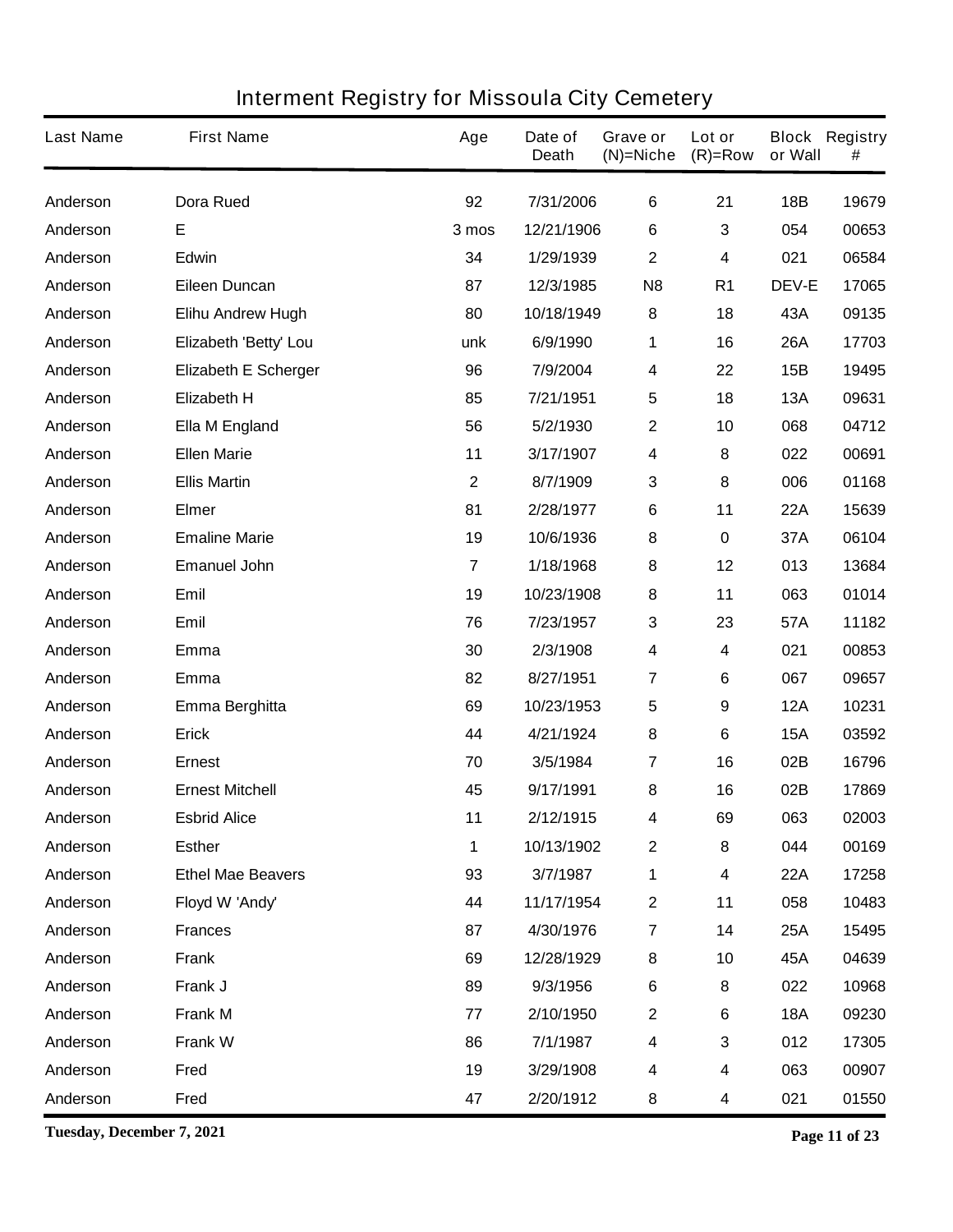# Interment Registry for Missoula City Cemetery

| Last Name | First Name | Age | Date of Death | Grave or (N)=Niche | Lot or (R)=Row | Block or Wall | Registry # |
|---|---|---|---|---|---|---|---|
| Anderson | Dora Rued | 92 | 7/31/2006 | 6 | 21 | 18B | 19679 |
| Anderson | E | 3 mos | 12/21/1906 | 6 | 3 | 054 | 00653 |
| Anderson | Edwin | 34 | 1/29/1939 | 2 | 4 | 021 | 06584 |
| Anderson | Eileen Duncan | 87 | 12/3/1985 | N8 | R1 | DEV-E | 17065 |
| Anderson | Elihu Andrew Hugh | 80 | 10/18/1949 | 8 | 18 | 43A | 09135 |
| Anderson | Elizabeth 'Betty' Lou | unk | 6/9/1990 | 1 | 16 | 26A | 17703 |
| Anderson | Elizabeth E Scherger | 96 | 7/9/2004 | 4 | 22 | 15B | 19495 |
| Anderson | Elizabeth H | 85 | 7/21/1951 | 5 | 18 | 13A | 09631 |
| Anderson | Ella M England | 56 | 5/2/1930 | 2 | 10 | 068 | 04712 |
| Anderson | Ellen Marie | 11 | 3/17/1907 | 4 | 8 | 022 | 00691 |
| Anderson | Ellis Martin | 2 | 8/7/1909 | 3 | 8 | 006 | 01168 |
| Anderson | Elmer | 81 | 2/28/1977 | 6 | 11 | 22A | 15639 |
| Anderson | Emaline Marie | 19 | 10/6/1936 | 8 | 0 | 37A | 06104 |
| Anderson | Emanuel John | 7 | 1/18/1968 | 8 | 12 | 013 | 13684 |
| Anderson | Emil | 19 | 10/23/1908 | 8 | 11 | 063 | 01014 |
| Anderson | Emil | 76 | 7/23/1957 | 3 | 23 | 57A | 11182 |
| Anderson | Emma | 30 | 2/3/1908 | 4 | 4 | 021 | 00853 |
| Anderson | Emma | 82 | 8/27/1951 | 7 | 6 | 067 | 09657 |
| Anderson | Emma Berghitta | 69 | 10/23/1953 | 5 | 9 | 12A | 10231 |
| Anderson | Erick | 44 | 4/21/1924 | 8 | 6 | 15A | 03592 |
| Anderson | Ernest | 70 | 3/5/1984 | 7 | 16 | 02B | 16796 |
| Anderson | Ernest Mitchell | 45 | 9/17/1991 | 8 | 16 | 02B | 17869 |
| Anderson | Esbrid Alice | 11 | 2/12/1915 | 4 | 69 | 063 | 02003 |
| Anderson | Esther | 1 | 10/13/1902 | 2 | 8 | 044 | 00169 |
| Anderson | Ethel Mae Beavers | 93 | 3/7/1987 | 1 | 4 | 22A | 17258 |
| Anderson | Floyd W 'Andy' | 44 | 11/17/1954 | 2 | 11 | 058 | 10483 |
| Anderson | Frances | 87 | 4/30/1976 | 7 | 14 | 25A | 15495 |
| Anderson | Frank | 69 | 12/28/1929 | 8 | 10 | 45A | 04639 |
| Anderson | Frank J | 89 | 9/3/1956 | 6 | 8 | 022 | 10968 |
| Anderson | Frank M | 77 | 2/10/1950 | 2 | 6 | 18A | 09230 |
| Anderson | Frank W | 86 | 7/1/1987 | 4 | 3 | 012 | 17305 |
| Anderson | Fred | 19 | 3/29/1908 | 4 | 4 | 063 | 00907 |
| Anderson | Fred | 47 | 2/20/1912 | 8 | 4 | 021 | 01550 |

**Tuesday, December 7, 2021**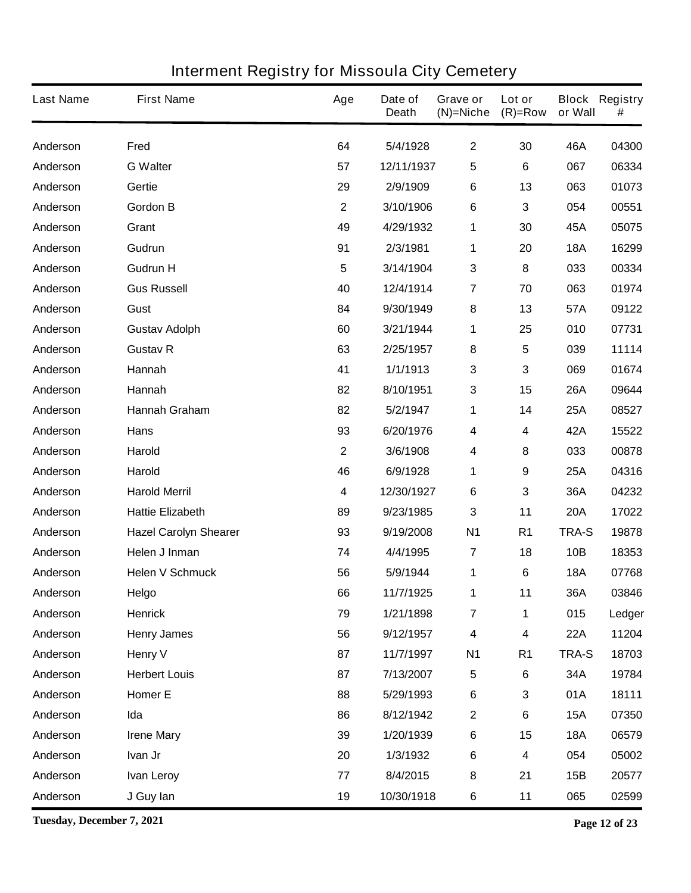# Interment Registry for Missoula City Cemetery

| Last Name | First Name | Age | Date of Death | Grave or (N)=Niche | Lot or (R)=Row | Block or Wall | Registry # |
|---|---|---|---|---|---|---|---|
| Anderson | Fred | 64 | 5/4/1928 | 2 | 30 | 46A | 04300 |
| Anderson | G Walter | 57 | 12/11/1937 | 5 | 6 | 067 | 06334 |
| Anderson | Gertie | 29 | 2/9/1909 | 6 | 13 | 063 | 01073 |
| Anderson | Gordon B | 2 | 3/10/1906 | 6 | 3 | 054 | 00551 |
| Anderson | Grant | 49 | 4/29/1932 | 1 | 30 | 45A | 05075 |
| Anderson | Gudrun | 91 | 2/3/1981 | 1 | 20 | 18A | 16299 |
| Anderson | Gudrun H | 5 | 3/14/1904 | 3 | 8 | 033 | 00334 |
| Anderson | Gus Russell | 40 | 12/4/1914 | 7 | 70 | 063 | 01974 |
| Anderson | Gust | 84 | 9/30/1949 | 8 | 13 | 57A | 09122 |
| Anderson | Gustav Adolph | 60 | 3/21/1944 | 1 | 25 | 010 | 07731 |
| Anderson | Gustav R | 63 | 2/25/1957 | 8 | 5 | 039 | 11114 |
| Anderson | Hannah | 41 | 1/1/1913 | 3 | 3 | 069 | 01674 |
| Anderson | Hannah | 82 | 8/10/1951 | 3 | 15 | 26A | 09644 |
| Anderson | Hannah Graham | 82 | 5/2/1947 | 1 | 14 | 25A | 08527 |
| Anderson | Hans | 93 | 6/20/1976 | 4 | 4 | 42A | 15522 |
| Anderson | Harold | 2 | 3/6/1908 | 4 | 8 | 033 | 00878 |
| Anderson | Harold | 46 | 6/9/1928 | 1 | 9 | 25A | 04316 |
| Anderson | Harold Merril | 4 | 12/30/1927 | 6 | 3 | 36A | 04232 |
| Anderson | Hattie Elizabeth | 89 | 9/23/1985 | 3 | 11 | 20A | 17022 |
| Anderson | Hazel Carolyn Shearer | 93 | 9/19/2008 | N1 | R1 | TRA-S | 19878 |
| Anderson | Helen J Inman | 74 | 4/4/1995 | 7 | 18 | 10B | 18353 |
| Anderson | Helen V Schmuck | 56 | 5/9/1944 | 1 | 6 | 18A | 07768 |
| Anderson | Helgo | 66 | 11/7/1925 | 1 | 11 | 36A | 03846 |
| Anderson | Henrick | 79 | 1/21/1898 | 7 | 1 | 015 | Ledger |
| Anderson | Henry James | 56 | 9/12/1957 | 4 | 4 | 22A | 11204 |
| Anderson | Henry V | 87 | 11/7/1997 | N1 | R1 | TRA-S | 18703 |
| Anderson | Herbert Louis | 87 | 7/13/2007 | 5 | 6 | 34A | 19784 |
| Anderson | Homer E | 88 | 5/29/1993 | 6 | 3 | 01A | 18111 |
| Anderson | Ida | 86 | 8/12/1942 | 2 | 6 | 15A | 07350 |
| Anderson | Irene Mary | 39 | 1/20/1939 | 6 | 15 | 18A | 06579 |
| Anderson | Ivan Jr | 20 | 1/3/1932 | 6 | 4 | 054 | 05002 |
| Anderson | Ivan Leroy | 77 | 8/4/2015 | 8 | 21 | 15B | 20577 |
| Anderson | J Guy Ian | 19 | 10/30/1918 | 6 | 11 | 065 | 02599 |

**Tuesday, December 7, 2021**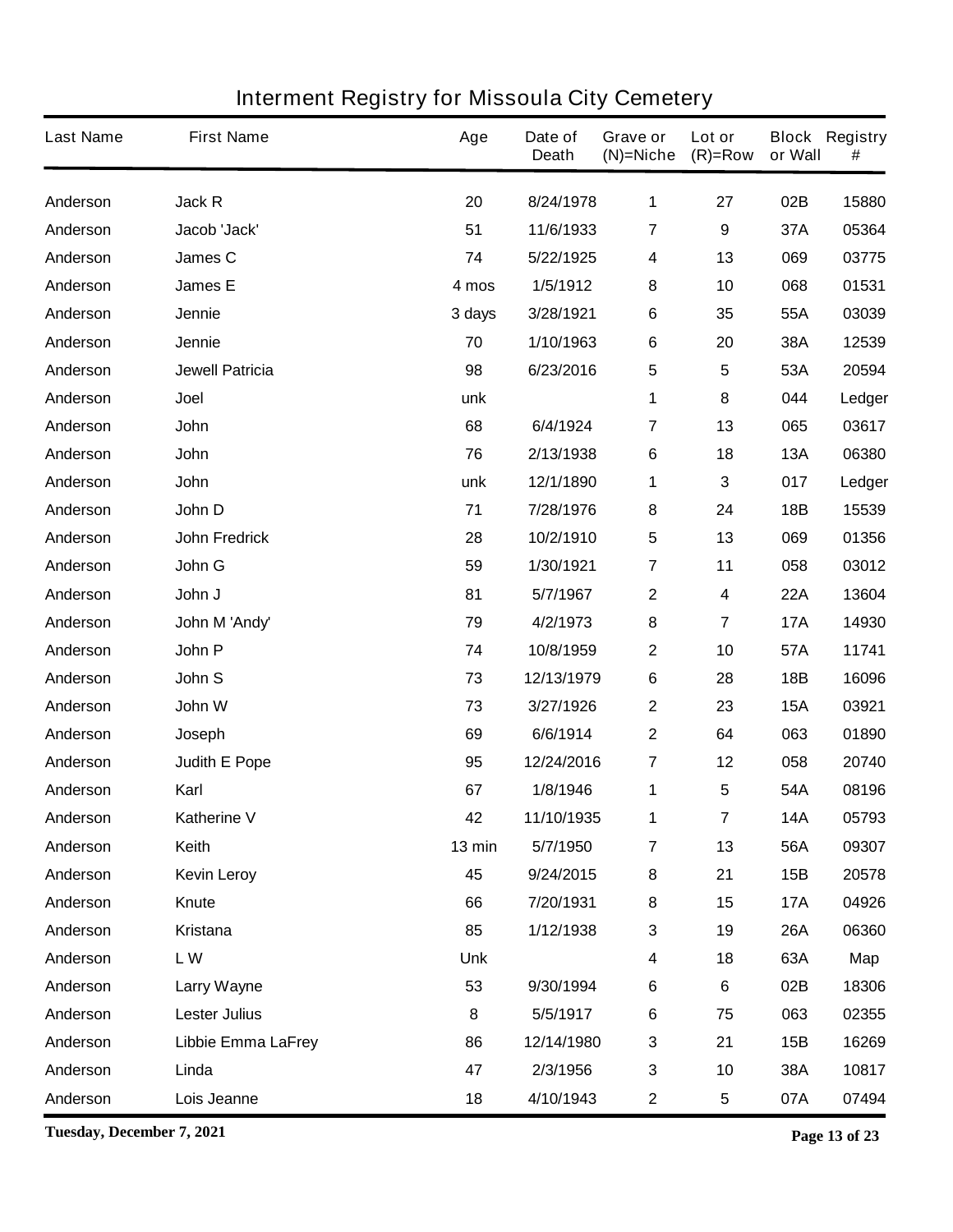# Interment Registry for Missoula City Cemetery

| Last Name | First Name | Age | Date of Death | Grave or (N)=Niche | Lot or (R)=Row | Block or Wall | Registry # |
|---|---|---|---|---|---|---|---|
| Anderson | Jack R | 20 | 8/24/1978 | 1 | 27 | 02B | 15880 |
| Anderson | Jacob 'Jack' | 51 | 11/6/1933 | 7 | 9 | 37A | 05364 |
| Anderson | James C | 74 | 5/22/1925 | 4 | 13 | 069 | 03775 |
| Anderson | James E | 4 mos | 1/5/1912 | 8 | 10 | 068 | 01531 |
| Anderson | Jennie | 3 days | 3/28/1921 | 6 | 35 | 55A | 03039 |
| Anderson | Jennie | 70 | 1/10/1963 | 6 | 20 | 38A | 12539 |
| Anderson | Jewell Patricia | 98 | 6/23/2016 | 5 | 5 | 53A | 20594 |
| Anderson | Joel | unk | | 1 | 8 | 044 | Ledger |
| Anderson | John | 68 | 6/4/1924 | 7 | 13 | 065 | 03617 |
| Anderson | John | 76 | 2/13/1938 | 6 | 18 | 13A | 06380 |
| Anderson | John | unk | 12/1/1890 | 1 | 3 | 017 | Ledger |
| Anderson | John D | 71 | 7/28/1976 | 8 | 24 | 18B | 15539 |
| Anderson | John Fredrick | 28 | 10/2/1910 | 5 | 13 | 069 | 01356 |
| Anderson | John G | 59 | 1/30/1921 | 7 | 11 | 058 | 03012 |
| Anderson | John J | 81 | 5/7/1967 | 2 | 4 | 22A | 13604 |
| Anderson | John M 'Andy' | 79 | 4/2/1973 | 8 | 7 | 17A | 14930 |
| Anderson | John P | 74 | 10/8/1959 | 2 | 10 | 57A | 11741 |
| Anderson | John S | 73 | 12/13/1979 | 6 | 28 | 18B | 16096 |
| Anderson | John W | 73 | 3/27/1926 | 2 | 23 | 15A | 03921 |
| Anderson | Joseph | 69 | 6/6/1914 | 2 | 64 | 063 | 01890 |
| Anderson | Judith E Pope | 95 | 12/24/2016 | 7 | 12 | 058 | 20740 |
| Anderson | Karl | 67 | 1/8/1946 | 1 | 5 | 54A | 08196 |
| Anderson | Katherine V | 42 | 11/10/1935 | 1 | 7 | 14A | 05793 |
| Anderson | Keith | 13 min | 5/7/1950 | 7 | 13 | 56A | 09307 |
| Anderson | Kevin Leroy | 45 | 9/24/2015 | 8 | 21 | 15B | 20578 |
| Anderson | Knute | 66 | 7/20/1931 | 8 | 15 | 17A | 04926 |
| Anderson | Kristana | 85 | 1/12/1938 | 3 | 19 | 26A | 06360 |
| Anderson | L W | Unk | | 4 | 18 | 63A | Map |
| Anderson | Larry Wayne | 53 | 9/30/1994 | 6 | 6 | 02B | 18306 |
| Anderson | Lester Julius | 8 | 5/5/1917 | 6 | 75 | 063 | 02355 |
| Anderson | Libbie Emma LaFrey | 86 | 12/14/1980 | 3 | 21 | 15B | 16269 |
| Anderson | Linda | 47 | 2/3/1956 | 3 | 10 | 38A | 10817 |
| Anderson | Lois Jeanne | 18 | 4/10/1943 | 2 | 5 | 07A | 07494 |

Tuesday, December 7, 2021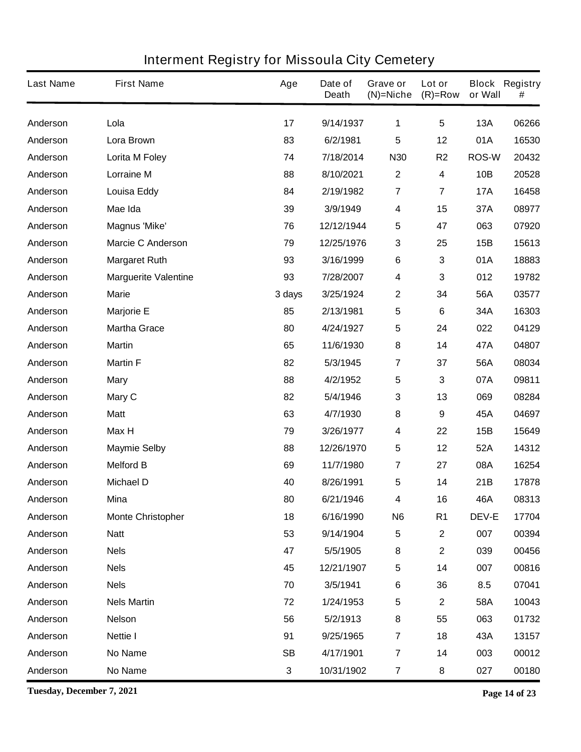# Interment Registry for Missoula City Cemetery

| Last Name | First Name | Age | Date of Death | Grave or (N)=Niche | Lot or (R)=Row | Block or Wall | Registry # |
|---|---|---|---|---|---|---|---|
| Anderson | Lola | 17 | 9/14/1937 | 1 | 5 | 13A | 06266 |
| Anderson | Lora Brown | 83 | 6/2/1981 | 5 | 12 | 01A | 16530 |
| Anderson | Lorita M Foley | 74 | 7/18/2014 | N30 | R2 | ROS-W | 20432 |
| Anderson | Lorraine M | 88 | 8/10/2021 | 2 | 4 | 10B | 20528 |
| Anderson | Louisa Eddy | 84 | 2/19/1982 | 7 | 7 | 17A | 16458 |
| Anderson | Mae Ida | 39 | 3/9/1949 | 4 | 15 | 37A | 08977 |
| Anderson | Magnus 'Mike' | 76 | 12/12/1944 | 5 | 47 | 063 | 07920 |
| Anderson | Marcie C Anderson | 79 | 12/25/1976 | 3 | 25 | 15B | 15613 |
| Anderson | Margaret Ruth | 93 | 3/16/1999 | 6 | 3 | 01A | 18883 |
| Anderson | Marguerite Valentine | 93 | 7/28/2007 | 4 | 3 | 012 | 19782 |
| Anderson | Marie | 3 days | 3/25/1924 | 2 | 34 | 56A | 03577 |
| Anderson | Marjorie E | 85 | 2/13/1981 | 5 | 6 | 34A | 16303 |
| Anderson | Martha Grace | 80 | 4/24/1927 | 5 | 24 | 022 | 04129 |
| Anderson | Martin | 65 | 11/6/1930 | 8 | 14 | 47A | 04807 |
| Anderson | Martin F | 82 | 5/3/1945 | 7 | 37 | 56A | 08034 |
| Anderson | Mary | 88 | 4/2/1952 | 5 | 3 | 07A | 09811 |
| Anderson | Mary C | 82 | 5/4/1946 | 3 | 13 | 069 | 08284 |
| Anderson | Matt | 63 | 4/7/1930 | 8 | 9 | 45A | 04697 |
| Anderson | Max H | 79 | 3/26/1977 | 4 | 22 | 15B | 15649 |
| Anderson | Maymie Selby | 88 | 12/26/1970 | 5 | 12 | 52A | 14312 |
| Anderson | Melford B | 69 | 11/7/1980 | 7 | 27 | 08A | 16254 |
| Anderson | Michael D | 40 | 8/26/1991 | 5 | 14 | 21B | 17878 |
| Anderson | Mina | 80 | 6/21/1946 | 4 | 16 | 46A | 08313 |
| Anderson | Monte Christopher | 18 | 6/16/1990 | N6 | R1 | DEV-E | 17704 |
| Anderson | Natt | 53 | 9/14/1904 | 5 | 2 | 007 | 00394 |
| Anderson | Nels | 47 | 5/5/1905 | 8 | 2 | 039 | 00456 |
| Anderson | Nels | 45 | 12/21/1907 | 5 | 14 | 007 | 00816 |
| Anderson | Nels | 70 | 3/5/1941 | 6 | 36 | 8.5 | 07041 |
| Anderson | Nels Martin | 72 | 1/24/1953 | 5 | 2 | 58A | 10043 |
| Anderson | Nelson | 56 | 5/2/1913 | 8 | 55 | 063 | 01732 |
| Anderson | Nettie I | 91 | 9/25/1965 | 7 | 18 | 43A | 13157 |
| Anderson | No Name | SB | 4/17/1901 | 7 | 14 | 003 | 00012 |
| Anderson | No Name | 3 | 10/31/1902 | 7 | 8 | 027 | 00180 |

**Tuesday, December 7, 2021**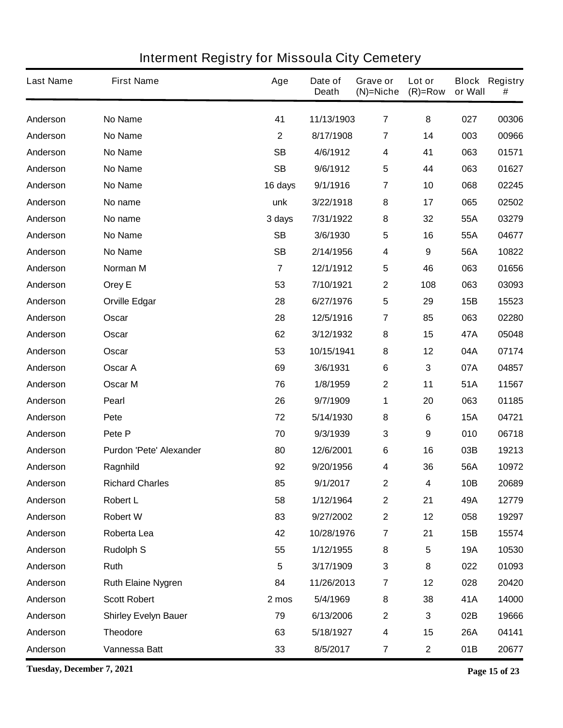# Interment Registry for Missoula City Cemetery

| Last Name | First Name | Age | Date of Death | Grave or (N)=Niche | Lot or (R)=Row | Block or Wall | Registry # |
|---|---|---|---|---|---|---|---|
| Anderson | No Name | 41 | 11/13/1903 | 7 | 8 | 027 | 00306 |
| Anderson | No Name | 2 | 8/17/1908 | 7 | 14 | 003 | 00966 |
| Anderson | No Name | SB | 4/6/1912 | 4 | 41 | 063 | 01571 |
| Anderson | No Name | SB | 9/6/1912 | 5 | 44 | 063 | 01627 |
| Anderson | No Name | 16 days | 9/1/1916 | 7 | 10 | 068 | 02245 |
| Anderson | No name | unk | 3/22/1918 | 8 | 17 | 065 | 02502 |
| Anderson | No name | 3 days | 7/31/1922 | 8 | 32 | 55A | 03279 |
| Anderson | No Name | SB | 3/6/1930 | 5 | 16 | 55A | 04677 |
| Anderson | No Name | SB | 2/14/1956 | 4 | 9 | 56A | 10822 |
| Anderson | Norman M | 7 | 12/1/1912 | 5 | 46 | 063 | 01656 |
| Anderson | Orey E | 53 | 7/10/1921 | 2 | 108 | 063 | 03093 |
| Anderson | Orville Edgar | 28 | 6/27/1976 | 5 | 29 | 15B | 15523 |
| Anderson | Oscar | 28 | 12/5/1916 | 7 | 85 | 063 | 02280 |
| Anderson | Oscar | 62 | 3/12/1932 | 8 | 15 | 47A | 05048 |
| Anderson | Oscar | 53 | 10/15/1941 | 8 | 12 | 04A | 07174 |
| Anderson | Oscar A | 69 | 3/6/1931 | 6 | 3 | 07A | 04857 |
| Anderson | Oscar M | 76 | 1/8/1959 | 2 | 11 | 51A | 11567 |
| Anderson | Pearl | 26 | 9/7/1909 | 1 | 20 | 063 | 01185 |
| Anderson | Pete | 72 | 5/14/1930 | 8 | 6 | 15A | 04721 |
| Anderson | Pete P | 70 | 9/3/1939 | 3 | 9 | 010 | 06718 |
| Anderson | Purdon 'Pete' Alexander | 80 | 12/6/2001 | 6 | 16 | 03B | 19213 |
| Anderson | Ragnhild | 92 | 9/20/1956 | 4 | 36 | 56A | 10972 |
| Anderson | Richard Charles | 85 | 9/1/2017 | 2 | 4 | 10B | 20689 |
| Anderson | Robert L | 58 | 1/12/1964 | 2 | 21 | 49A | 12779 |
| Anderson | Robert W | 83 | 9/27/2002 | 2 | 12 | 058 | 19297 |
| Anderson | Roberta Lea | 42 | 10/28/1976 | 7 | 21 | 15B | 15574 |
| Anderson | Rudolph S | 55 | 1/12/1955 | 8 | 5 | 19A | 10530 |
| Anderson | Ruth | 5 | 3/17/1909 | 3 | 8 | 022 | 01093 |
| Anderson | Ruth Elaine Nygren | 84 | 11/26/2013 | 7 | 12 | 028 | 20420 |
| Anderson | Scott Robert | 2 mos | 5/4/1969 | 8 | 38 | 41A | 14000 |
| Anderson | Shirley Evelyn Bauer | 79 | 6/13/2006 | 2 | 3 | 02B | 19666 |
| Anderson | Theodore | 63 | 5/18/1927 | 4 | 15 | 26A | 04141 |
| Anderson | Vannessa Batt | 33 | 8/5/2017 | 7 | 2 | 01B | 20677 |

Tuesday, December 7, 2021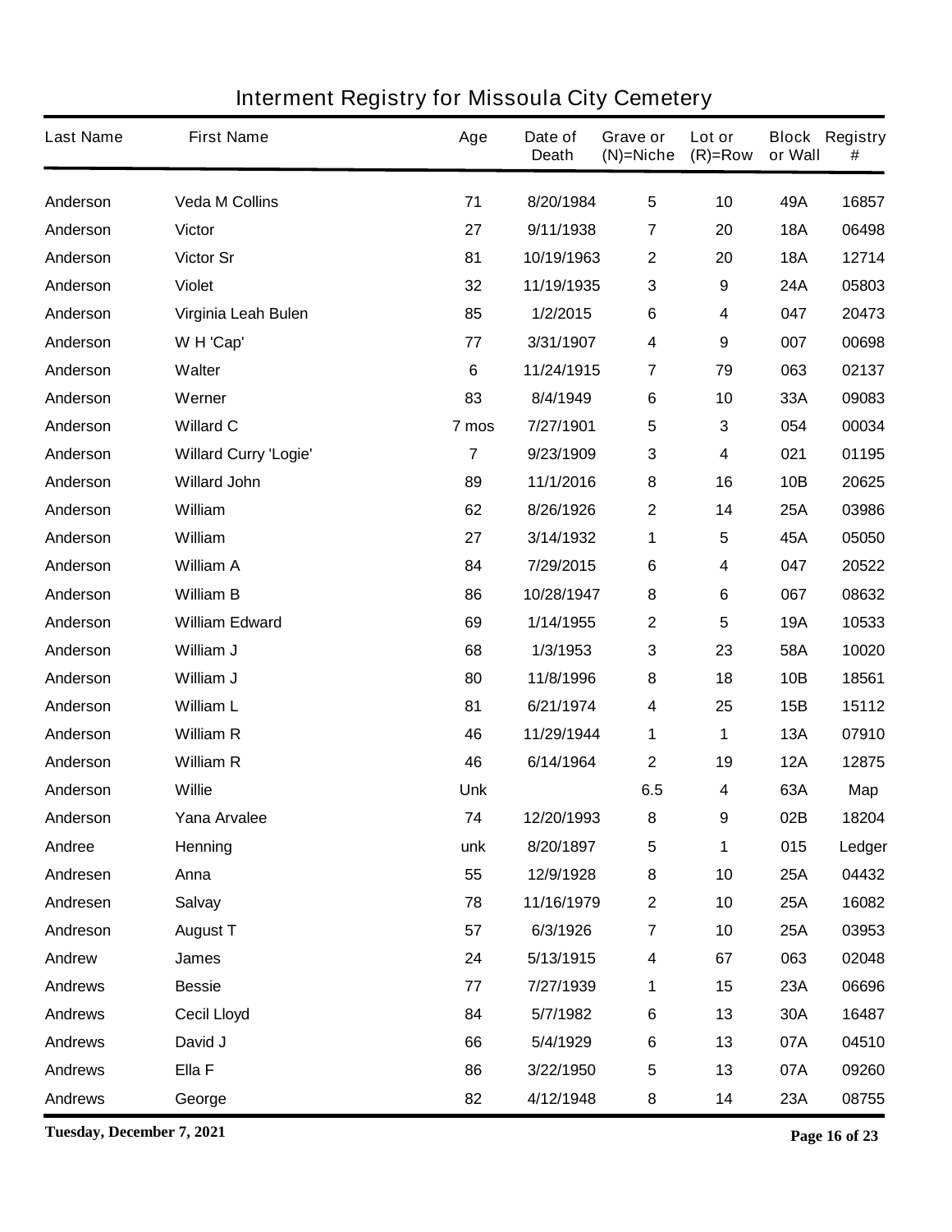# Interment Registry for Missoula City Cemetery

| Last Name | First Name | Age | Date of Death | Grave or (N)=Niche | Lot or (R)=Row | Block or Wall | Registry # |
|---|---|---|---|---|---|---|---|
| Anderson | Veda M Collins | 71 | 8/20/1984 | 5 | 10 | 49A | 16857 |
| Anderson | Victor | 27 | 9/11/1938 | 7 | 20 | 18A | 06498 |
| Anderson | Victor Sr | 81 | 10/19/1963 | 2 | 20 | 18A | 12714 |
| Anderson | Violet | 32 | 11/19/1935 | 3 | 9 | 24A | 05803 |
| Anderson | Virginia Leah Bulen | 85 | 1/2/2015 | 6 | 4 | 047 | 20473 |
| Anderson | W H 'Cap' | 77 | 3/31/1907 | 4 | 9 | 007 | 00698 |
| Anderson | Walter | 6 | 11/24/1915 | 7 | 79 | 063 | 02137 |
| Anderson | Werner | 83 | 8/4/1949 | 6 | 10 | 33A | 09083 |
| Anderson | Willard C | 7 mos | 7/27/1901 | 5 | 3 | 054 | 00034 |
| Anderson | Willard Curry 'Logie' | 7 | 9/23/1909 | 3 | 4 | 021 | 01195 |
| Anderson | Willard John | 89 | 11/1/2016 | 8 | 16 | 10B | 20625 |
| Anderson | William | 62 | 8/26/1926 | 2 | 14 | 25A | 03986 |
| Anderson | William | 27 | 3/14/1932 | 1 | 5 | 45A | 05050 |
| Anderson | William A | 84 | 7/29/2015 | 6 | 4 | 047 | 20522 |
| Anderson | William B | 86 | 10/28/1947 | 8 | 6 | 067 | 08632 |
| Anderson | William Edward | 69 | 1/14/1955 | 2 | 5 | 19A | 10533 |
| Anderson | William J | 68 | 1/3/1953 | 3 | 23 | 58A | 10020 |
| Anderson | William J | 80 | 11/8/1996 | 8 | 18 | 10B | 18561 |
| Anderson | William L | 81 | 6/21/1974 | 4 | 25 | 15B | 15112 |
| Anderson | William R | 46 | 11/29/1944 | 1 | 1 | 13A | 07910 |
| Anderson | William R | 46 | 6/14/1964 | 2 | 19 | 12A | 12875 |
| Anderson | Willie | Unk | | 6.5 | 4 | 63A | Map |
| Anderson | Yana Arvalee | 74 | 12/20/1993 | 8 | 9 | 02B | 18204 |
| Andree | Henning | unk | 8/20/1897 | 5 | 1 | 015 | Ledger |
| Andresen | Anna | 55 | 12/9/1928 | 8 | 10 | 25A | 04432 |
| Andresen | Salvay | 78 | 11/16/1979 | 2 | 10 | 25A | 16082 |
| Andreson | August T | 57 | 6/3/1926 | 7 | 10 | 25A | 03953 |
| Andrew | James | 24 | 5/13/1915 | 4 | 67 | 063 | 02048 |
| Andrews | Bessie | 77 | 7/27/1939 | 1 | 15 | 23A | 06696 |
| Andrews | Cecil Lloyd | 84 | 5/7/1982 | 6 | 13 | 30A | 16487 |
| Andrews | David J | 66 | 5/4/1929 | 6 | 13 | 07A | 04510 |
| Andrews | Ella F | 86 | 3/22/1950 | 5 | 13 | 07A | 09260 |
| Andrews | George | 82 | 4/12/1948 | 8 | 14 | 23A | 08755 |

Tuesday, December 7, 2021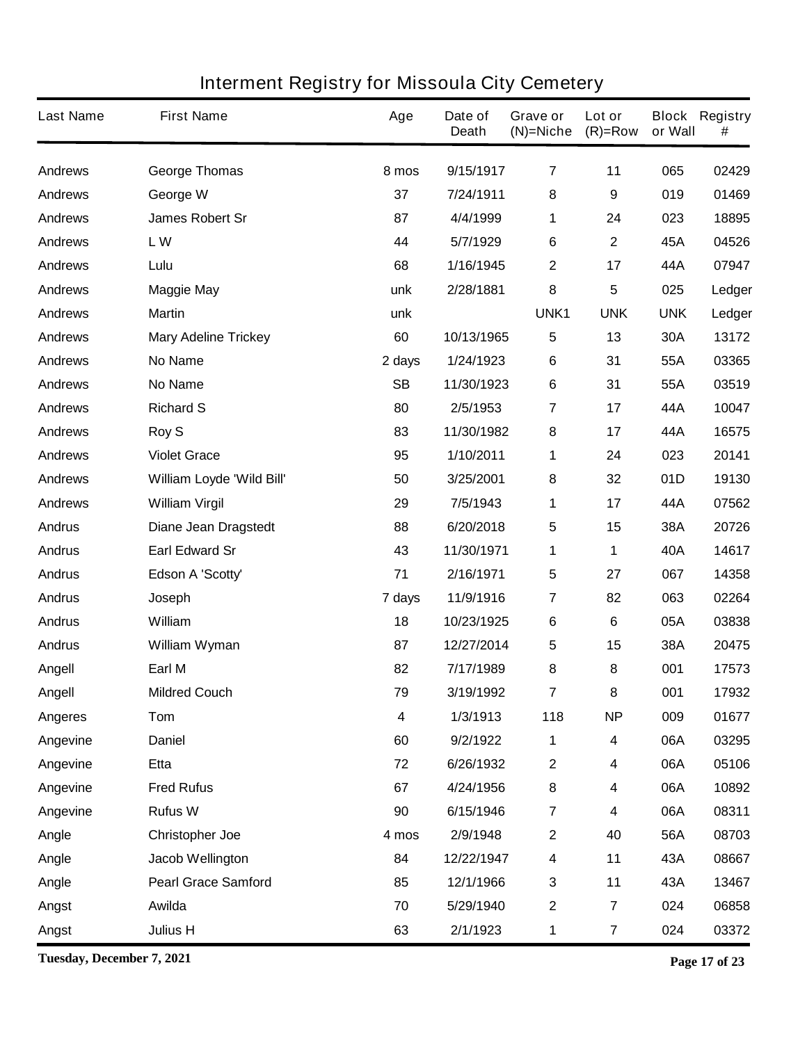# Interment Registry for Missoula City Cemetery

| Last Name | First Name | Age | Date of Death | Grave or (N)=Niche | Lot or (R)=Row | Block or Wall | Registry # |
|---|---|---|---|---|---|---|---|
| Andrews | George Thomas | 8 mos | 9/15/1917 | 7 | 11 | 065 | 02429 |
| Andrews | George W | 37 | 7/24/1911 | 8 | 9 | 019 | 01469 |
| Andrews | James Robert Sr | 87 | 4/4/1999 | 1 | 24 | 023 | 18895 |
| Andrews | L W | 44 | 5/7/1929 | 6 | 2 | 45A | 04526 |
| Andrews | Lulu | 68 | 1/16/1945 | 2 | 17 | 44A | 07947 |
| Andrews | Maggie May | unk | 2/28/1881 | 8 | 5 | 025 | Ledger |
| Andrews | Martin | unk | | UNK1 | UNK | UNK | Ledger |
| Andrews | Mary Adeline Trickey | 60 | 10/13/1965 | 5 | 13 | 30A | 13172 |
| Andrews | No Name | 2 days | 1/24/1923 | 6 | 31 | 55A | 03365 |
| Andrews | No Name | SB | 11/30/1923 | 6 | 31 | 55A | 03519 |
| Andrews | Richard S | 80 | 2/5/1953 | 7 | 17 | 44A | 10047 |
| Andrews | Roy S | 83 | 11/30/1982 | 8 | 17 | 44A | 16575 |
| Andrews | Violet Grace | 95 | 1/10/2011 | 1 | 24 | 023 | 20141 |
| Andrews | William Loyde 'Wild Bill' | 50 | 3/25/2001 | 8 | 32 | 01D | 19130 |
| Andrews | William Virgil | 29 | 7/5/1943 | 1 | 17 | 44A | 07562 |
| Andrus | Diane Jean Dragstedt | 88 | 6/20/2018 | 5 | 15 | 38A | 20726 |
| Andrus | Earl Edward Sr | 43 | 11/30/1971 | 1 | 1 | 40A | 14617 |
| Andrus | Edson A 'Scotty' | 71 | 2/16/1971 | 5 | 27 | 067 | 14358 |
| Andrus | Joseph | 7 days | 11/9/1916 | 7 | 82 | 063 | 02264 |
| Andrus | William | 18 | 10/23/1925 | 6 | 6 | 05A | 03838 |
| Andrus | William Wyman | 87 | 12/27/2014 | 5 | 15 | 38A | 20475 |
| Angell | Earl M | 82 | 7/17/1989 | 8 | 8 | 001 | 17573 |
| Angell | Mildred Couch | 79 | 3/19/1992 | 7 | 8 | 001 | 17932 |
| Angeres | Tom | 4 | 1/3/1913 | 118 | NP | 009 | 01677 |
| Angevine | Daniel | 60 | 9/2/1922 | 1 | 4 | 06A | 03295 |
| Angevine | Etta | 72 | 6/26/1932 | 2 | 4 | 06A | 05106 |
| Angevine | Fred Rufus | 67 | 4/24/1956 | 8 | 4 | 06A | 10892 |
| Angevine | Rufus W | 90 | 6/15/1946 | 7 | 4 | 06A | 08311 |
| Angle | Christopher Joe | 4 mos | 2/9/1948 | 2 | 40 | 56A | 08703 |
| Angle | Jacob Wellington | 84 | 12/22/1947 | 4 | 11 | 43A | 08667 |
| Angle | Pearl Grace Samford | 85 | 12/1/1966 | 3 | 11 | 43A | 13467 |
| Angst | Awilda | 70 | 5/29/1940 | 2 | 7 | 024 | 06858 |
| Angst | Julius H | 63 | 2/1/1923 | 1 | 7 | 024 | 03372 |

Tuesday, December 7, 2021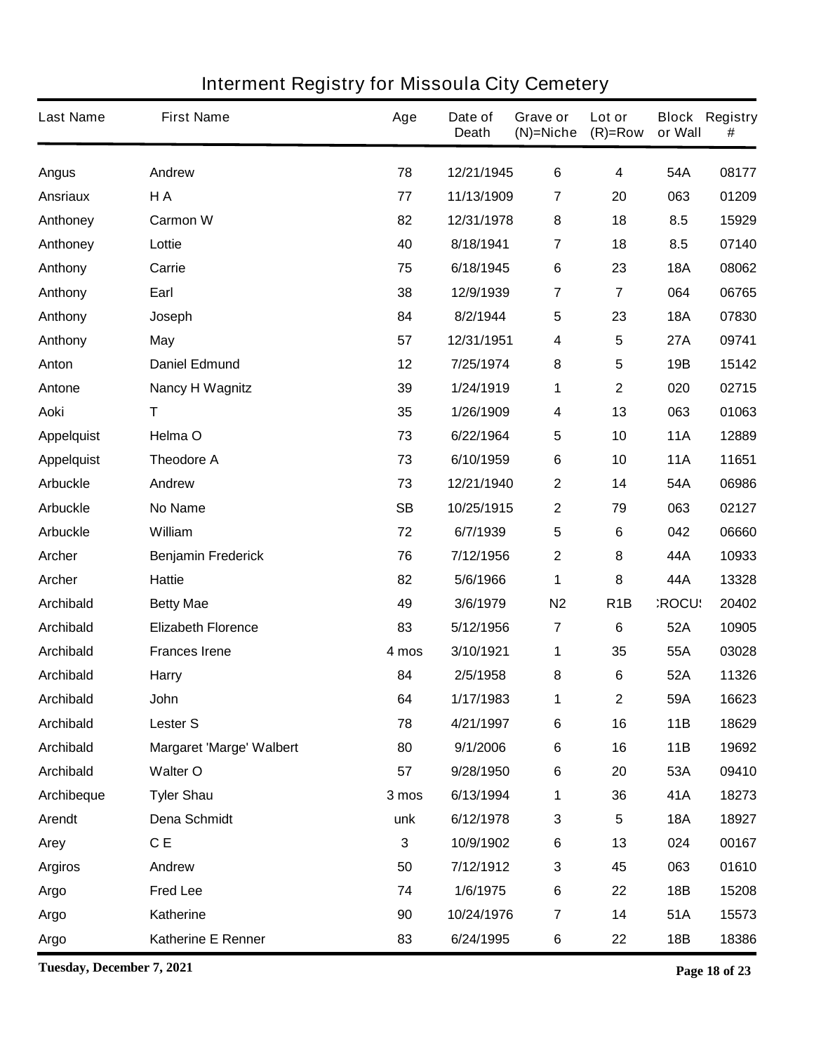# Interment Registry for Missoula City Cemetery

| Last Name | First Name | Age | Date of Death | Grave or (N)=Niche | Lot or (R)=Row | Block or Wall | Registry # |
|---|---|---|---|---|---|---|---|
| Angus | Andrew | 78 | 12/21/1945 | 6 | 4 | 54A | 08177 |
| Ansriaux | H A | 77 | 11/13/1909 | 7 | 20 | 063 | 01209 |
| Anthoney | Carmon W | 82 | 12/31/1978 | 8 | 18 | 8.5 | 15929 |
| Anthoney | Lottie | 40 | 8/18/1941 | 7 | 18 | 8.5 | 07140 |
| Anthony | Carrie | 75 | 6/18/1945 | 6 | 23 | 18A | 08062 |
| Anthony | Earl | 38 | 12/9/1939 | 7 | 7 | 064 | 06765 |
| Anthony | Joseph | 84 | 8/2/1944 | 5 | 23 | 18A | 07830 |
| Anthony | May | 57 | 12/31/1951 | 4 | 5 | 27A | 09741 |
| Anton | Daniel Edmund | 12 | 7/25/1974 | 8 | 5 | 19B | 15142 |
| Antone | Nancy H Wagnitz | 39 | 1/24/1919 | 1 | 2 | 020 | 02715 |
| Aoki | T | 35 | 1/26/1909 | 4 | 13 | 063 | 01063 |
| Appelquist | Helma O | 73 | 6/22/1964 | 5 | 10 | 11A | 12889 |
| Appelquist | Theodore A | 73 | 6/10/1959 | 6 | 10 | 11A | 11651 |
| Arbuckle | Andrew | 73 | 12/21/1940 | 2 | 14 | 54A | 06986 |
| Arbuckle | No Name | SB | 10/25/1915 | 2 | 79 | 063 | 02127 |
| Arbuckle | William | 72 | 6/7/1939 | 5 | 6 | 042 | 06660 |
| Archer | Benjamin Frederick | 76 | 7/12/1956 | 2 | 8 | 44A | 10933 |
| Archer | Hattie | 82 | 5/6/1966 | 1 | 8 | 44A | 13328 |
| Archibald | Betty Mae | 49 | 3/6/1979 | N2 | R1B | :ROCU: | 20402 |
| Archibald | Elizabeth Florence | 83 | 5/12/1956 | 7 | 6 | 52A | 10905 |
| Archibald | Frances Irene | 4 mos | 3/10/1921 | 1 | 35 | 55A | 03028 |
| Archibald | Harry | 84 | 2/5/1958 | 8 | 6 | 52A | 11326 |
| Archibald | John | 64 | 1/17/1983 | 1 | 2 | 59A | 16623 |
| Archibald | Lester S | 78 | 4/21/1997 | 6 | 16 | 11B | 18629 |
| Archibald | Margaret 'Marge' Walbert | 80 | 9/1/2006 | 6 | 16 | 11B | 19692 |
| Archibald | Walter O | 57 | 9/28/1950 | 6 | 20 | 53A | 09410 |
| Archibeque | Tyler Shau | 3 mos | 6/13/1994 | 1 | 36 | 41A | 18273 |
| Arendt | Dena Schmidt | unk | 6/12/1978 | 3 | 5 | 18A | 18927 |
| Arey | C E | 3 | 10/9/1902 | 6 | 13 | 024 | 00167 |
| Argiros | Andrew | 50 | 7/12/1912 | 3 | 45 | 063 | 01610 |
| Argo | Fred Lee | 74 | 1/6/1975 | 6 | 22 | 18B | 15208 |
| Argo | Katherine | 90 | 10/24/1976 | 7 | 14 | 51A | 15573 |
| Argo | Katherine E Renner | 83 | 6/24/1995 | 6 | 22 | 18B | 18386 |

**Tuesday, December 7, 2021**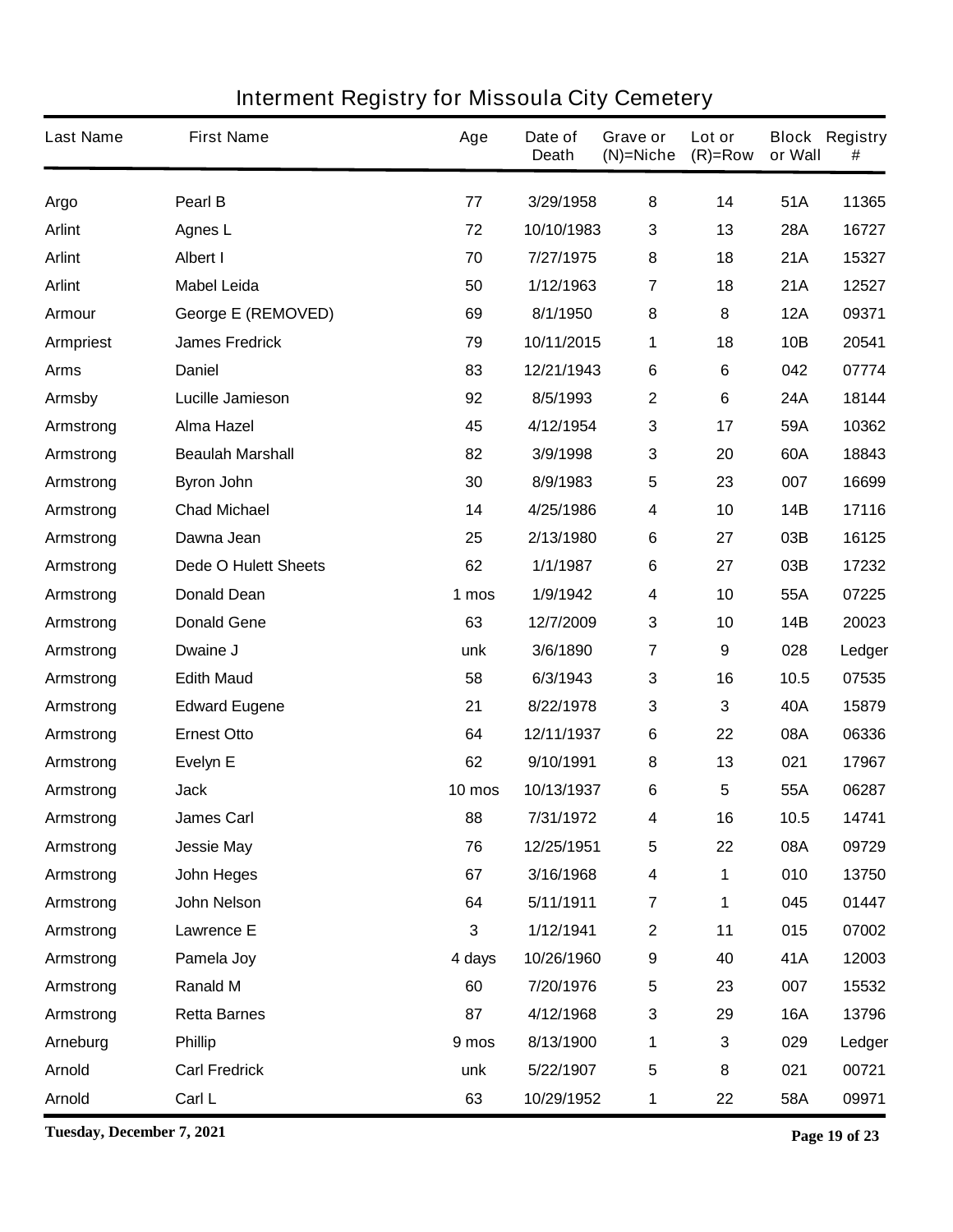# Interment Registry for Missoula City Cemetery

| Last Name | First Name | Age | Date of Death | Grave or (N)=Niche | Lot or (R)=Row | Block or Wall | Registry # |
|---|---|---|---|---|---|---|---|
| Argo | Pearl B | 77 | 3/29/1958 | 8 | 14 | 51A | 11365 |
| Arlint | Agnes L | 72 | 10/10/1983 | 3 | 13 | 28A | 16727 |
| Arlint | Albert I | 70 | 7/27/1975 | 8 | 18 | 21A | 15327 |
| Arlint | Mabel Leida | 50 | 1/12/1963 | 7 | 18 | 21A | 12527 |
| Armour | George E (REMOVED) | 69 | 8/1/1950 | 8 | 8 | 12A | 09371 |
| Armpriest | James Fredrick | 79 | 10/11/2015 | 1 | 18 | 10B | 20541 |
| Arms | Daniel | 83 | 12/21/1943 | 6 | 6 | 042 | 07774 |
| Armsby | Lucille Jamieson | 92 | 8/5/1993 | 2 | 6 | 24A | 18144 |
| Armstrong | Alma Hazel | 45 | 4/12/1954 | 3 | 17 | 59A | 10362 |
| Armstrong | Beaulah Marshall | 82 | 3/9/1998 | 3 | 20 | 60A | 18843 |
| Armstrong | Byron John | 30 | 8/9/1983 | 5 | 23 | 007 | 16699 |
| Armstrong | Chad Michael | 14 | 4/25/1986 | 4 | 10 | 14B | 17116 |
| Armstrong | Dawna Jean | 25 | 2/13/1980 | 6 | 27 | 03B | 16125 |
| Armstrong | Dede O Hulett Sheets | 62 | 1/1/1987 | 6 | 27 | 03B | 17232 |
| Armstrong | Donald Dean | 1 mos | 1/9/1942 | 4 | 10 | 55A | 07225 |
| Armstrong | Donald Gene | 63 | 12/7/2009 | 3 | 10 | 14B | 20023 |
| Armstrong | Dwaine J | unk | 3/6/1890 | 7 | 9 | 028 | Ledger |
| Armstrong | Edith Maud | 58 | 6/3/1943 | 3 | 16 | 10.5 | 07535 |
| Armstrong | Edward Eugene | 21 | 8/22/1978 | 3 | 3 | 40A | 15879 |
| Armstrong | Ernest Otto | 64 | 12/11/1937 | 6 | 22 | 08A | 06336 |
| Armstrong | Evelyn E | 62 | 9/10/1991 | 8 | 13 | 021 | 17967 |
| Armstrong | Jack | 10 mos | 10/13/1937 | 6 | 5 | 55A | 06287 |
| Armstrong | James Carl | 88 | 7/31/1972 | 4 | 16 | 10.5 | 14741 |
| Armstrong | Jessie May | 76 | 12/25/1951 | 5 | 22 | 08A | 09729 |
| Armstrong | John Heges | 67 | 3/16/1968 | 4 | 1 | 010 | 13750 |
| Armstrong | John Nelson | 64 | 5/11/1911 | 7 | 1 | 045 | 01447 |
| Armstrong | Lawrence E | 3 | 1/12/1941 | 2 | 11 | 015 | 07002 |
| Armstrong | Pamela Joy | 4 days | 10/26/1960 | 9 | 40 | 41A | 12003 |
| Armstrong | Ranald M | 60 | 7/20/1976 | 5 | 23 | 007 | 15532 |
| Armstrong | Retta Barnes | 87 | 4/12/1968 | 3 | 29 | 16A | 13796 |
| Arneburg | Phillip | 9 mos | 8/13/1900 | 1 | 3 | 029 | Ledger |
| Arnold | Carl Fredrick | unk | 5/22/1907 | 5 | 8 | 021 | 00721 |
| Arnold | Carl L | 63 | 10/29/1952 | 1 | 22 | 58A | 09971 |

**Tuesday, December 7, 2021**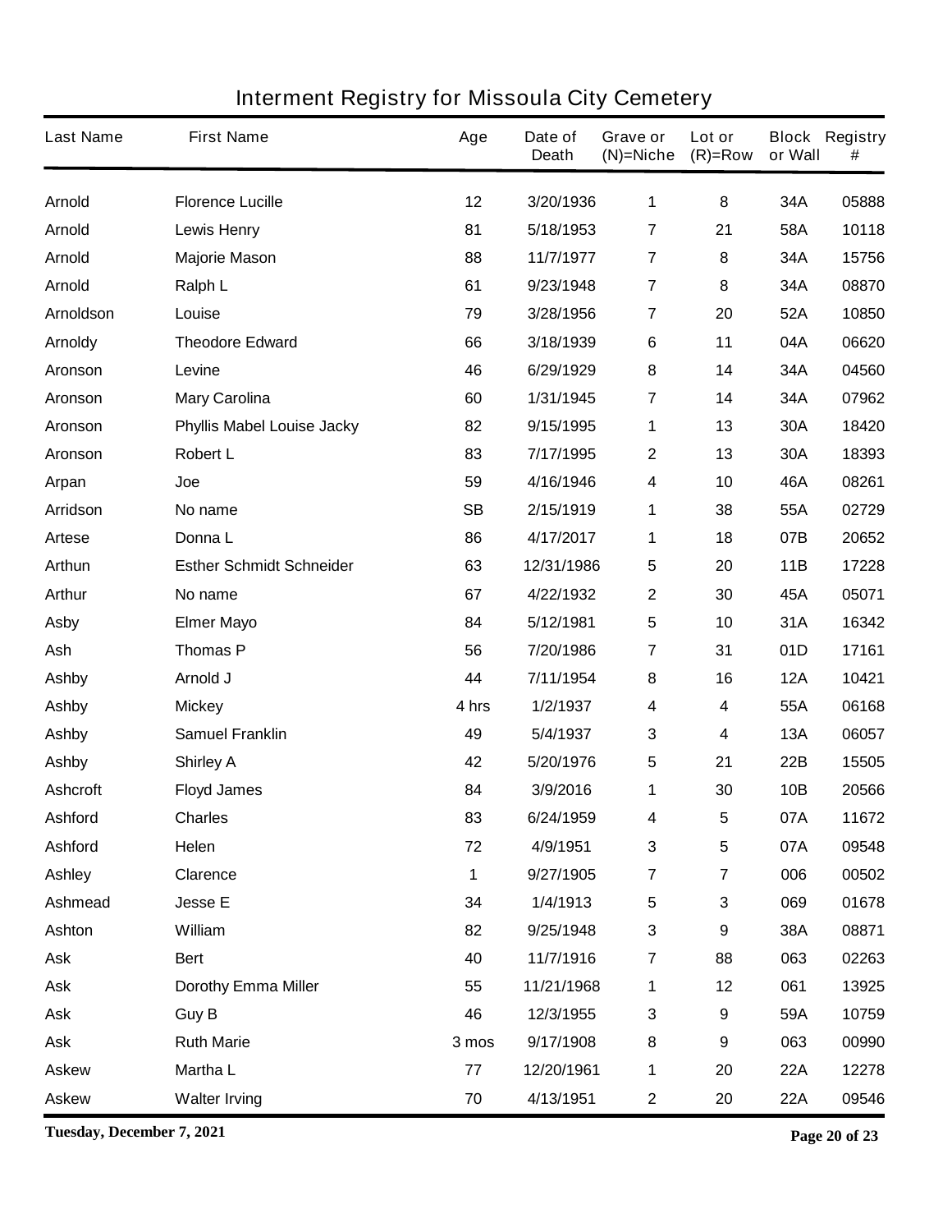# Interment Registry for Missoula City Cemetery

| Last Name | First Name | Age | Date of Death | Grave or (N)=Niche | Lot or (R)=Row | Block or Wall | Registry # |
|---|---|---|---|---|---|---|---|
| Arnold | Florence Lucille | 12 | 3/20/1936 | 1 | 8 | 34A | 05888 |
| Arnold | Lewis Henry | 81 | 5/18/1953 | 7 | 21 | 58A | 10118 |
| Arnold | Majorie Mason | 88 | 11/7/1977 | 7 | 8 | 34A | 15756 |
| Arnold | Ralph L | 61 | 9/23/1948 | 7 | 8 | 34A | 08870 |
| Arnoldson | Louise | 79 | 3/28/1956 | 7 | 20 | 52A | 10850 |
| Arnoldy | Theodore Edward | 66 | 3/18/1939 | 6 | 11 | 04A | 06620 |
| Aronson | Levine | 46 | 6/29/1929 | 8 | 14 | 34A | 04560 |
| Aronson | Mary Carolina | 60 | 1/31/1945 | 7 | 14 | 34A | 07962 |
| Aronson | Phyllis Mabel Louise Jacky | 82 | 9/15/1995 | 1 | 13 | 30A | 18420 |
| Aronson | Robert L | 83 | 7/17/1995 | 2 | 13 | 30A | 18393 |
| Arpan | Joe | 59 | 4/16/1946 | 4 | 10 | 46A | 08261 |
| Arridson | No name | SB | 2/15/1919 | 1 | 38 | 55A | 02729 |
| Artese | Donna L | 86 | 4/17/2017 | 1 | 18 | 07B | 20652 |
| Arthun | Esther Schmidt Schneider | 63 | 12/31/1986 | 5 | 20 | 11B | 17228 |
| Arthur | No name | 67 | 4/22/1932 | 2 | 30 | 45A | 05071 |
| Asby | Elmer Mayo | 84 | 5/12/1981 | 5 | 10 | 31A | 16342 |
| Ash | Thomas P | 56 | 7/20/1986 | 7 | 31 | 01D | 17161 |
| Ashby | Arnold J | 44 | 7/11/1954 | 8 | 16 | 12A | 10421 |
| Ashby | Mickey | 4 hrs | 1/2/1937 | 4 | 4 | 55A | 06168 |
| Ashby | Samuel Franklin | 49 | 5/4/1937 | 3 | 4 | 13A | 06057 |
| Ashby | Shirley A | 42 | 5/20/1976 | 5 | 21 | 22B | 15505 |
| Ashcroft | Floyd James | 84 | 3/9/2016 | 1 | 30 | 10B | 20566 |
| Ashford | Charles | 83 | 6/24/1959 | 4 | 5 | 07A | 11672 |
| Ashford | Helen | 72 | 4/9/1951 | 3 | 5 | 07A | 09548 |
| Ashley | Clarence | 1 | 9/27/1905 | 7 | 7 | 006 | 00502 |
| Ashmead | Jesse E | 34 | 1/4/1913 | 5 | 3 | 069 | 01678 |
| Ashton | William | 82 | 9/25/1948 | 3 | 9 | 38A | 08871 |
| Ask | Bert | 40 | 11/7/1916 | 7 | 88 | 063 | 02263 |
| Ask | Dorothy Emma Miller | 55 | 11/21/1968 | 1 | 12 | 061 | 13925 |
| Ask | Guy B | 46 | 12/3/1955 | 3 | 9 | 59A | 10759 |
| Ask | Ruth Marie | 3 mos | 9/17/1908 | 8 | 9 | 063 | 00990 |
| Askew | Martha L | 77 | 12/20/1961 | 1 | 20 | 22A | 12278 |
| Askew | Walter Irving | 70 | 4/13/1951 | 2 | 20 | 22A | 09546 |

**Tuesday, December 7, 2021**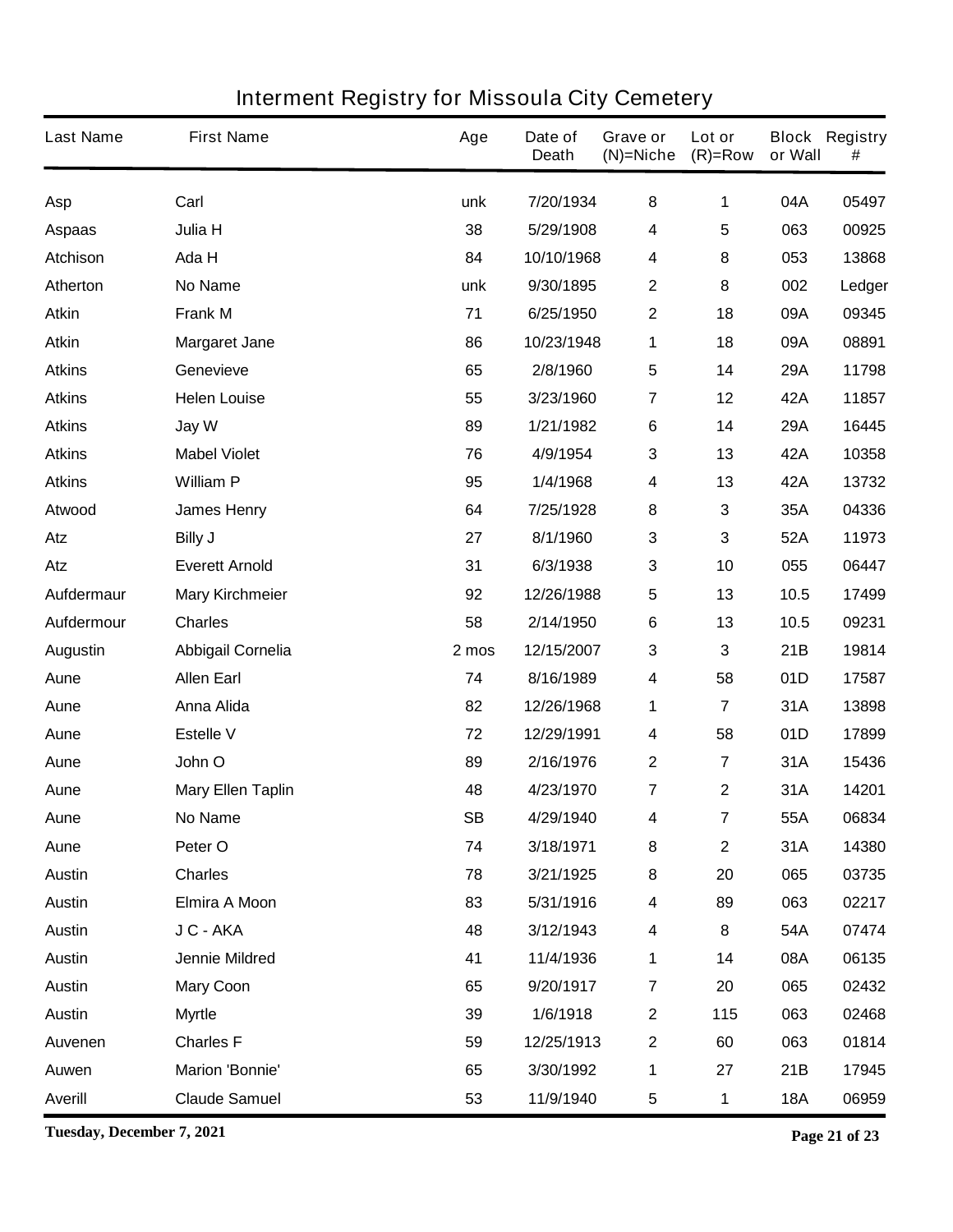# Interment Registry for Missoula City Cemetery

| Last Name | First Name | Age | Date of Death | Grave or (N)=Niche | Lot or (R)=Row | Block or Wall | Registry # |
|---|---|---|---|---|---|---|---|
| Asp | Carl | unk | 7/20/1934 | 8 | 1 | 04A | 05497 |
| Aspaas | Julia H | 38 | 5/29/1908 | 4 | 5 | 063 | 00925 |
| Atchison | Ada H | 84 | 10/10/1968 | 4 | 8 | 053 | 13868 |
| Atherton | No Name | unk | 9/30/1895 | 2 | 8 | 002 | Ledger |
| Atkin | Frank M | 71 | 6/25/1950 | 2 | 18 | 09A | 09345 |
| Atkin | Margaret Jane | 86 | 10/23/1948 | 1 | 18 | 09A | 08891 |
| Atkins | Genevieve | 65 | 2/8/1960 | 5 | 14 | 29A | 11798 |
| Atkins | Helen Louise | 55 | 3/23/1960 | 7 | 12 | 42A | 11857 |
| Atkins | Jay W | 89 | 1/21/1982 | 6 | 14 | 29A | 16445 |
| Atkins | Mabel Violet | 76 | 4/9/1954 | 3 | 13 | 42A | 10358 |
| Atkins | William P | 95 | 1/4/1968 | 4 | 13 | 42A | 13732 |
| Atwood | James Henry | 64 | 7/25/1928 | 8 | 3 | 35A | 04336 |
| Atz | Billy J | 27 | 8/1/1960 | 3 | 3 | 52A | 11973 |
| Atz | Everett Arnold | 31 | 6/3/1938 | 3 | 10 | 055 | 06447 |
| Aufdermaur | Mary Kirchmeier | 92 | 12/26/1988 | 5 | 13 | 10.5 | 17499 |
| Aufdermour | Charles | 58 | 2/14/1950 | 6 | 13 | 10.5 | 09231 |
| Augustin | Abbigail Cornelia | 2 mos | 12/15/2007 | 3 | 3 | 21B | 19814 |
| Aune | Allen Earl | 74 | 8/16/1989 | 4 | 58 | 01D | 17587 |
| Aune | Anna Alida | 82 | 12/26/1968 | 1 | 7 | 31A | 13898 |
| Aune | Estelle V | 72 | 12/29/1991 | 4 | 58 | 01D | 17899 |
| Aune | John O | 89 | 2/16/1976 | 2 | 7 | 31A | 15436 |
| Aune | Mary Ellen Taplin | 48 | 4/23/1970 | 7 | 2 | 31A | 14201 |
| Aune | No Name | SB | 4/29/1940 | 4 | 7 | 55A | 06834 |
| Aune | Peter O | 74 | 3/18/1971 | 8 | 2 | 31A | 14380 |
| Austin | Charles | 78 | 3/21/1925 | 8 | 20 | 065 | 03735 |
| Austin | Elmira A Moon | 83 | 5/31/1916 | 4 | 89 | 063 | 02217 |
| Austin | J C - AKA | 48 | 3/12/1943 | 4 | 8 | 54A | 07474 |
| Austin | Jennie Mildred | 41 | 11/4/1936 | 1 | 14 | 08A | 06135 |
| Austin | Mary Coon | 65 | 9/20/1917 | 7 | 20 | 065 | 02432 |
| Austin | Myrtle | 39 | 1/6/1918 | 2 | 115 | 063 | 02468 |
| Auvenen | Charles F | 59 | 12/25/1913 | 2 | 60 | 063 | 01814 |
| Auwen | Marion 'Bonnie' | 65 | 3/30/1992 | 1 | 27 | 21B | 17945 |
| Averill | Claude Samuel | 53 | 11/9/1940 | 5 | 1 | 18A | 06959 |

Tuesday, December 7, 2021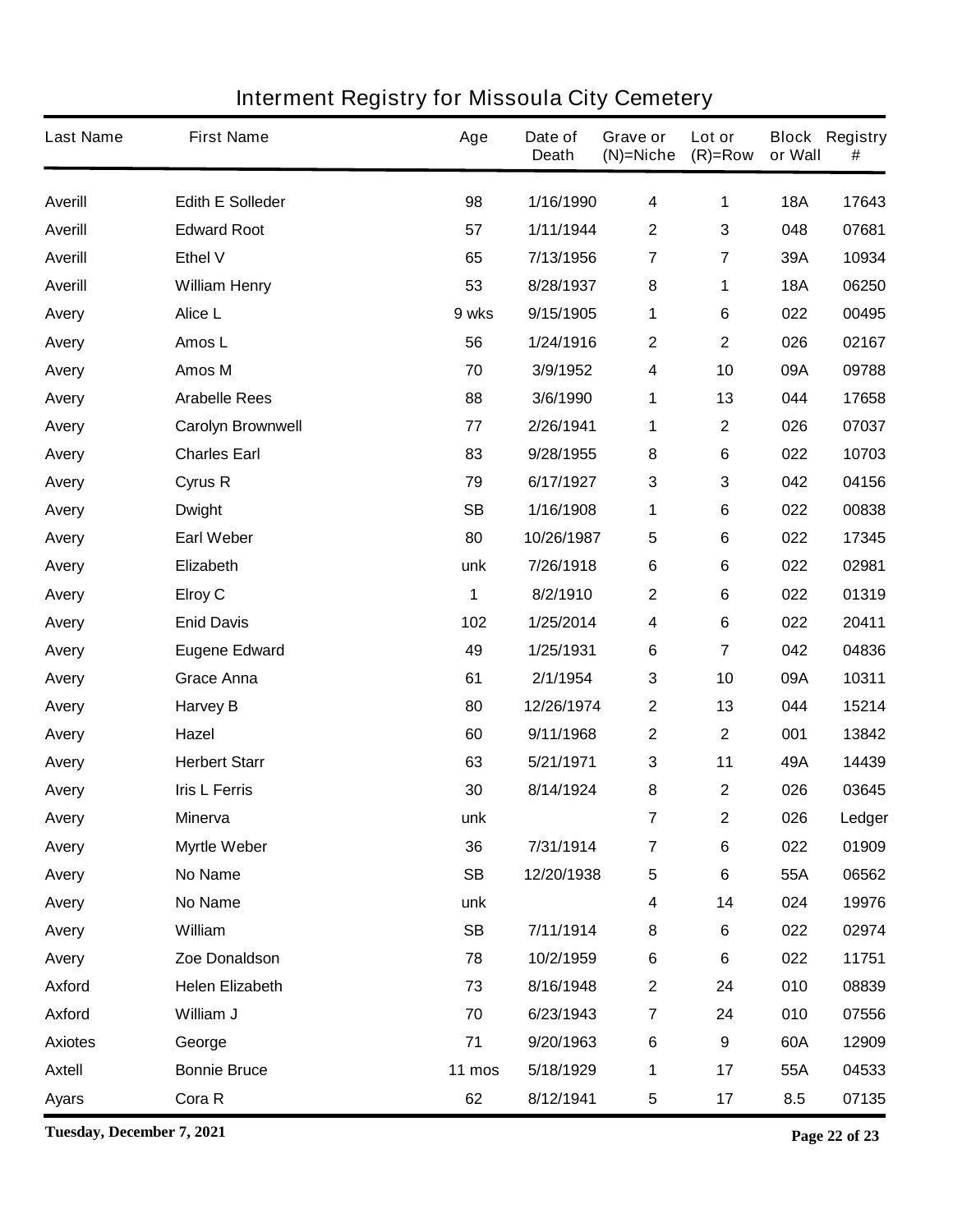# Interment Registry for Missoula City Cemetery

| Last Name | First Name | Age | Date of Death | Grave or (N)=Niche | Lot or (R)=Row | Block or Wall | Registry # |
|---|---|---|---|---|---|---|---|
| Averill | Edith E Solleder | 98 | 1/16/1990 | 4 | 1 | 18A | 17643 |
| Averill | Edward Root | 57 | 1/11/1944 | 2 | 3 | 048 | 07681 |
| Averill | Ethel V | 65 | 7/13/1956 | 7 | 7 | 39A | 10934 |
| Averill | William Henry | 53 | 8/28/1937 | 8 | 1 | 18A | 06250 |
| Avery | Alice L | 9 wks | 9/15/1905 | 1 | 6 | 022 | 00495 |
| Avery | Amos L | 56 | 1/24/1916 | 2 | 2 | 026 | 02167 |
| Avery | Amos M | 70 | 3/9/1952 | 4 | 10 | 09A | 09788 |
| Avery | Arabelle Rees | 88 | 3/6/1990 | 1 | 13 | 044 | 17658 |
| Avery | Carolyn Brownwell | 77 | 2/26/1941 | 1 | 2 | 026 | 07037 |
| Avery | Charles Earl | 83 | 9/28/1955 | 8 | 6 | 022 | 10703 |
| Avery | Cyrus R | 79 | 6/17/1927 | 3 | 3 | 042 | 04156 |
| Avery | Dwight | SB | 1/16/1908 | 1 | 6 | 022 | 00838 |
| Avery | Earl Weber | 80 | 10/26/1987 | 5 | 6 | 022 | 17345 |
| Avery | Elizabeth | unk | 7/26/1918 | 6 | 6 | 022 | 02981 |
| Avery | Elroy C | 1 | 8/2/1910 | 2 | 6 | 022 | 01319 |
| Avery | Enid Davis | 102 | 1/25/2014 | 4 | 6 | 022 | 20411 |
| Avery | Eugene Edward | 49 | 1/25/1931 | 6 | 7 | 042 | 04836 |
| Avery | Grace Anna | 61 | 2/1/1954 | 3 | 10 | 09A | 10311 |
| Avery | Harvey B | 80 | 12/26/1974 | 2 | 13 | 044 | 15214 |
| Avery | Hazel | 60 | 9/11/1968 | 2 | 2 | 001 | 13842 |
| Avery | Herbert Starr | 63 | 5/21/1971 | 3 | 11 | 49A | 14439 |
| Avery | Iris L Ferris | 30 | 8/14/1924 | 8 | 2 | 026 | 03645 |
| Avery | Minerva | unk | | 7 | 2 | 026 | Ledger |
| Avery | Myrtle Weber | 36 | 7/31/1914 | 7 | 6 | 022 | 01909 |
| Avery | No Name | SB | 12/20/1938 | 5 | 6 | 55A | 06562 |
| Avery | No Name | unk | | 4 | 14 | 024 | 19976 |
| Avery | William | SB | 7/11/1914 | 8 | 6 | 022 | 02974 |
| Avery | Zoe Donaldson | 78 | 10/2/1959 | 6 | 6 | 022 | 11751 |
| Axford | Helen Elizabeth | 73 | 8/16/1948 | 2 | 24 | 010 | 08839 |
| Axford | William J | 70 | 6/23/1943 | 7 | 24 | 010 | 07556 |
| Axiotes | George | 71 | 9/20/1963 | 6 | 9 | 60A | 12909 |
| Axtell | Bonnie Bruce | 11 mos | 5/18/1929 | 1 | 17 | 55A | 04533 |
| Ayars | Cora R | 62 | 8/12/1941 | 5 | 17 | 8.5 | 07135 |

**Tuesday, December 7, 2021**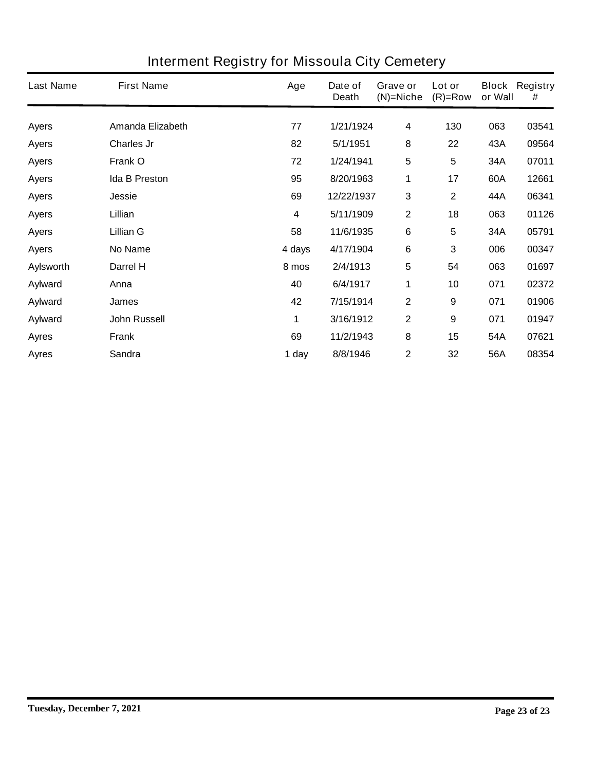# Interment Registry for Missoula City Cemetery

| Last Name | First Name | Age | Date of Death | Grave or (N)=Niche | Lot or (R)=Row | Block or Wall | Registry # |
|---|---|---|---|---|---|---|---|
| Ayers | Amanda Elizabeth | 77 | 1/21/1924 | 4 | 130 | 063 | 03541 |
| Ayers | Charles Jr | 82 | 5/1/1951 | 8 | 22 | 43A | 09564 |
| Ayers | Frank O | 72 | 1/24/1941 | 5 | 5 | 34A | 07011 |
| Ayers | Ida B Preston | 95 | 8/20/1963 | 1 | 17 | 60A | 12661 |
| Ayers | Jessie | 69 | 12/22/1937 | 3 | 2 | 44A | 06341 |
| Ayers | Lillian | 4 | 5/11/1909 | 2 | 18 | 063 | 01126 |
| Ayers | Lillian G | 58 | 11/6/1935 | 6 | 5 | 34A | 05791 |
| Ayers | No Name | 4 days | 4/17/1904 | 6 | 3 | 006 | 00347 |
| Aylsworth | Darrel H | 8 mos | 2/4/1913 | 5 | 54 | 063 | 01697 |
| Aylward | Anna | 40 | 6/4/1917 | 1 | 10 | 071 | 02372 |
| Aylward | James | 42 | 7/15/1914 | 2 | 9 | 071 | 01906 |
| Aylward | John Russell | 1 | 3/16/1912 | 2 | 9 | 071 | 01947 |
| Ayres | Frank | 69 | 11/2/1943 | 8 | 15 | 54A | 07621 |
| Ayres | Sandra | 1 day | 8/8/1946 | 2 | 32 | 56A | 08354 |

**Tuesday, December 7, 2021**